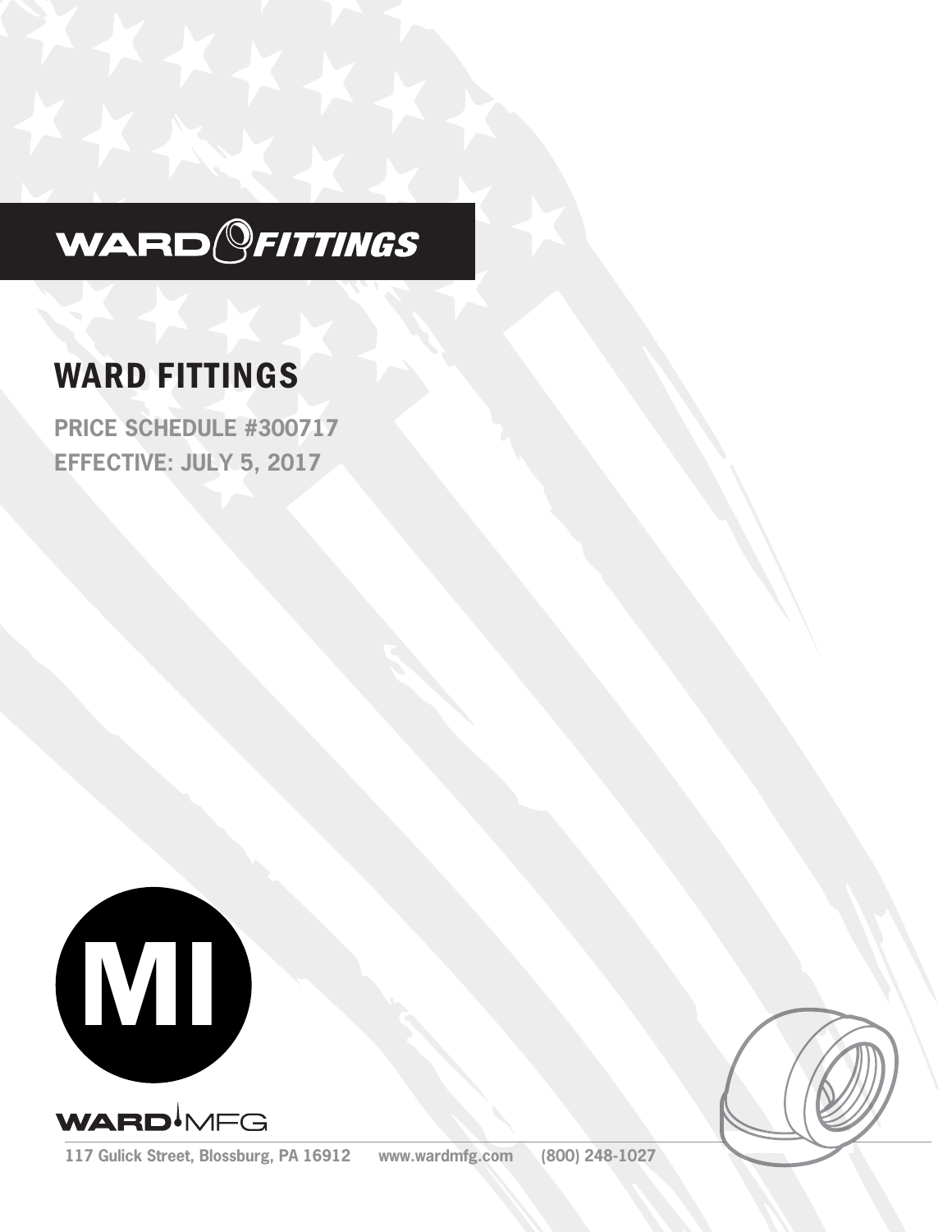WARD FITTINGS

# WARD FITTINGS

**PRICE SCHEDULE #300717**
**EFFECTIVE: JULY 5, 2017**

**MI**

WARD MFG

117 Gulick Street, Blossburg, PA 16912 www.wardmfg.com (800) 248-1027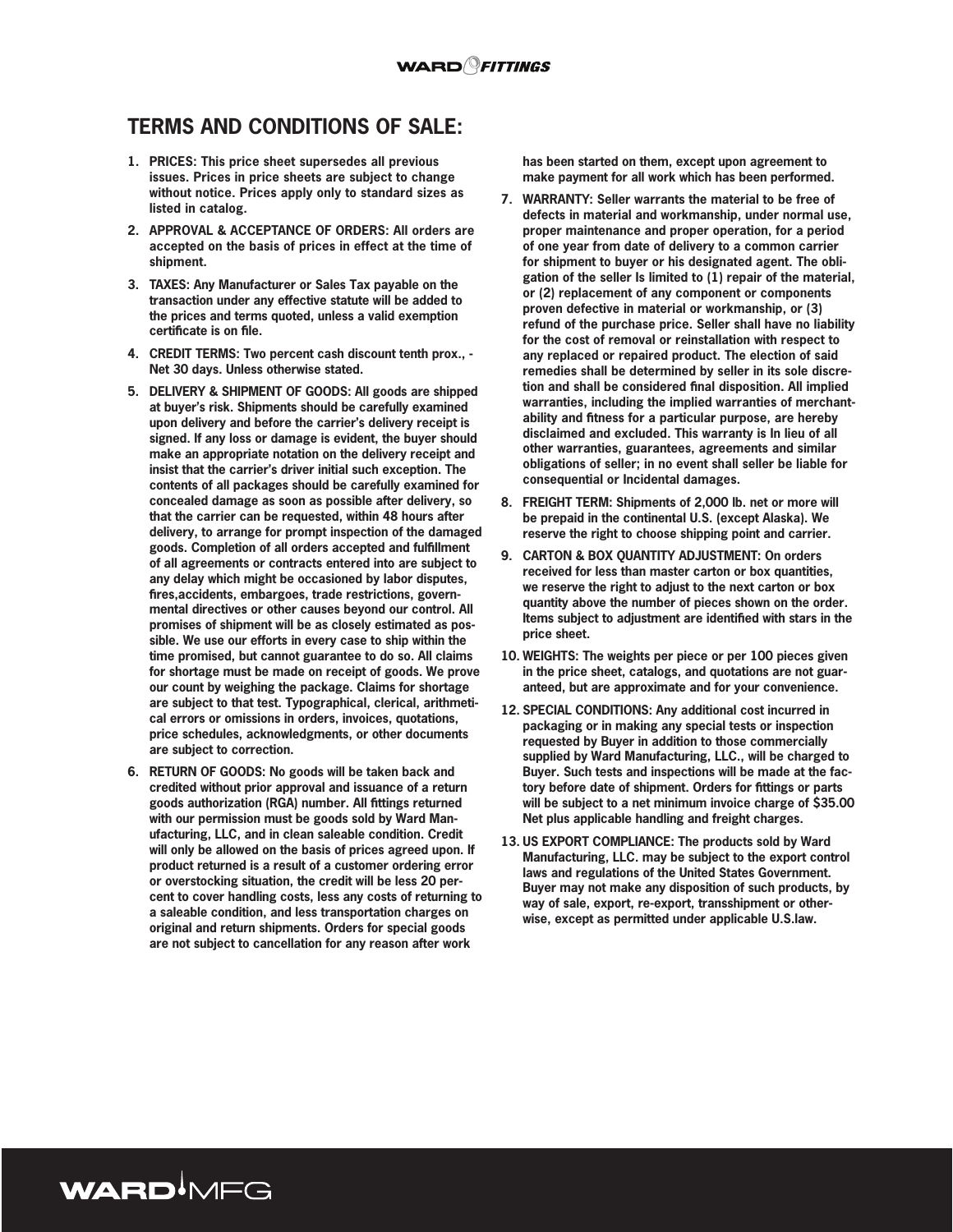## TERMS AND CONDITIONS OF SALE:

1. **PRICES: This price sheet supersedes all previous issues. Prices in price sheets are subject to change without notice. Prices apply only to standard sizes as listed in catalog.**

2. **APPROVAL & ACCEPTANCE OF ORDERS: All orders are accepted on the basis of prices in effect at the time of shipment.**

3. **TAXES: Any Manufacturer or Sales Tax payable on the transaction under any effective statute will be added to the prices and terms quoted, unless a valid exemption certificate is on file.**

4. **CREDIT TERMS: Two percent cash discount tenth prox., - Net 30 days. Unless otherwise stated.**

5. **DELIVERY & SHIPMENT OF GOODS: All goods are shipped at buyer's risk. Shipments should be carefully examined upon delivery and before the carrier's delivery receipt is signed. If any loss or damage is evident, the buyer should make an appropriate notation on the delivery receipt and insist that the carrier's driver initial such exception. The contents of all packages should be carefully examined for concealed damage as soon as possible after delivery, so that the carrier can be requested, within 48 hours after delivery, to arrange for prompt inspection of the damaged goods. Completion of all orders accepted and fulfillment of all agreements or contracts entered into are subject to any delay which might be occasioned by labor disputes, fires,accidents, embargoes, trade restrictions, governmental directives or other causes beyond our control. All promises of shipment will be as closely estimated as possible. We use our efforts in every case to ship within the time promised, but cannot guarantee to do so. All claims for shortage must be made on receipt of goods. We prove our count by weighing the package. Claims for shortage are subject to that test. Typographical, clerical, arithmetical errors or omissions in orders, invoices, quotations, price schedules, acknowledgments, or other documents are subject to correction.**

6. **RETURN OF GOODS: No goods will be taken back and credited without prior approval and issuance of a return goods authorization (RGA) number. All fittings returned with our permission must be goods sold by Ward Manufacturing, LLC, and in clean saleable condition. Credit will only be allowed on the basis of prices agreed upon. If product returned is a result of a customer ordering error or overstocking situation, the credit will be less 20 percent to cover handling costs, less any costs of returning to a saleable condition, and less transportation charges on original and return shipments. Orders for special goods are not subject to cancellation for any reason after work has been started on them, except upon agreement to make payment for all work which has been performed.**

7. **WARRANTY: Seller warrants the material to be free of defects in material and workmanship, under normal use, proper maintenance and proper operation, for a period of one year from date of delivery to a common carrier for shipment to buyer or his designated agent. The obligation of the seller Is limited to (1) repair of the material, or (2) replacement of any component or components proven defective in material or workmanship, or (3) refund of the purchase price. Seller shall have no liability for the cost of removal or reinstallation with respect to any replaced or repaired product. The election of said remedies shall be determined by seller in its sole discretion and shall be considered final disposition. All implied warranties, including the implied warranties of merchantability and fitness for a particular purpose, are hereby disclaimed and excluded. This warranty is In lieu of all other warranties, guarantees, agreements and similar obligations of seller; in no event shall seller be liable for consequential or Incidental damages.**

8. **FREIGHT TERM: Shipments of 2,000 lb. net or more will be prepaid in the continental U.S. (except Alaska). We reserve the right to choose shipping point and carrier.**

9. **CARTON & BOX QUANTITY ADJUSTMENT: On orders received for less than master carton or box quantities, we reserve the right to adjust to the next carton or box quantity above the number of pieces shown on the order. Items subject to adjustment are identified with stars in the price sheet.**

10. **WEIGHTS: The weights per piece or per 100 pieces given in the price sheet, catalogs, and quotations are not guaranteed, but are approximate and for your convenience.**

12. **SPECIAL CONDITIONS: Any additional cost incurred in packaging or in making any special tests or inspection requested by Buyer in addition to those commercially supplied by Ward Manufacturing, LLC., will be charged to Buyer. Such tests and inspections will be made at the factory before date of shipment. Orders for fittings or parts will be subject to a net minimum invoice charge of $35.00 Net plus applicable handling and freight charges.**

13. **US EXPORT COMPLIANCE: The products sold by Ward Manufacturing, LLC. may be subject to the export control laws and regulations of the United States Government. Buyer may not make any disposition of such products, by way of sale, export, re-export, transshipment or otherwise, except as permitted under applicable U.S.law.**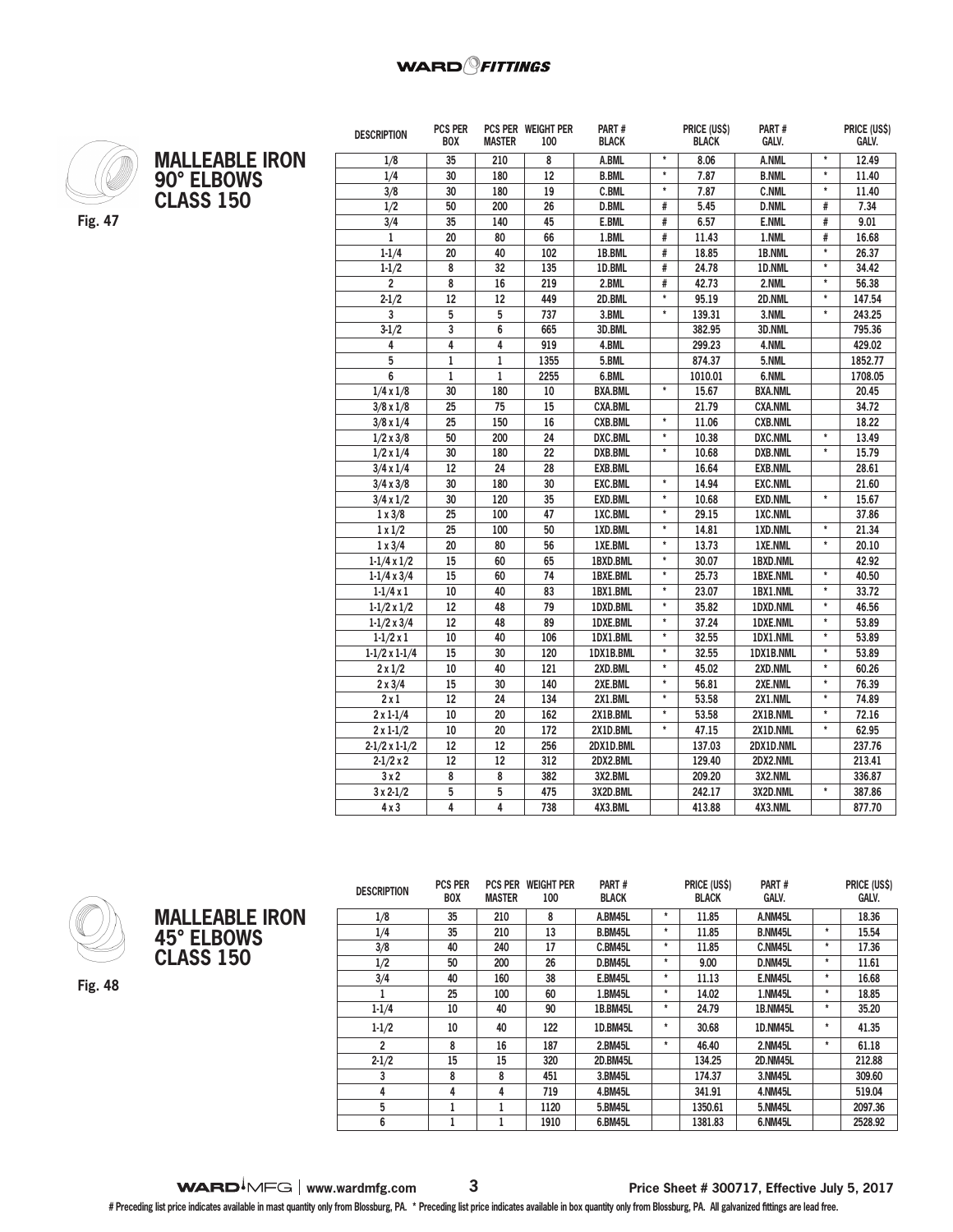## MALLEABLE IRON 90° ELBOWS CLASS 150

Fig. 47

| DESCRIPTION | PCS PER BOX | PCS PER MASTER | WEIGHT PER 100 | PART # BLACK | | PRICE (US$) BLACK | PART # GALV. | | PRICE (US$) GALV. |
|---|---|---|---|---|---|---|---|---|---|
| 1/8 | 35 | 210 | 8 | A.BML | * | 8.06 | A.NML | * | 12.49 |
| 1/4 | 30 | 180 | 12 | B.BML | * | 7.87 | B.NML | * | 11.40 |
| 3/8 | 30 | 180 | 19 | C.BML | * | 7.87 | C.NML | * | 11.40 |
| 1/2 | 50 | 200 | 26 | D.BML | # | 5.45 | D.NML | # | 7.34 |
| 3/4 | 35 | 140 | 45 | E.BML | # | 6.57 | E.NML | # | 9.01 |
| 1 | 20 | 80 | 66 | 1.BML | # | 11.43 | 1.NML | # | 16.68 |
| 1-1/4 | 20 | 40 | 102 | 1B.BML | # | 18.85 | 1B.NML | * | 26.37 |
| 1-1/2 | 8 | 32 | 135 | 1D.BML | # | 24.78 | 1D.NML | * | 34.42 |
| 2 | 8 | 16 | 219 | 2.BML | # | 42.73 | 2.NML | * | 56.38 |
| 2-1/2 | 12 | 12 | 449 | 2D.BML | * | 95.19 | 2D.NML | * | 147.54 |
| 3 | 5 | 5 | 737 | 3.BML | * | 139.31 | 3.NML | * | 243.25 |
| 3-1/2 | 3 | 6 | 665 | 3D.BML | | 382.95 | 3D.NML | | 795.36 |
| 4 | 4 | 4 | 919 | 4.BML | | 299.23 | 4.NML | | 429.02 |
| 5 | 1 | 1 | 1355 | 5.BML | | 874.37 | 5.NML | | 1852.77 |
| 6 | 1 | 1 | 2255 | 6.BML | | 1010.01 | 6.NML | | 1708.05 |
| 1/4 x 1/8 | 30 | 180 | 10 | BXA.BML | * | 15.67 | BXA.NML | | 20.45 |
| 3/8 x 1/8 | 25 | 75 | 15 | CXA.BML | | 21.79 | CXA.NML | | 34.72 |
| 3/8 x 1/4 | 25 | 150 | 16 | CXB.BML | * | 11.06 | CXB.NML | | 18.22 |
| 1/2 x 3/8 | 50 | 200 | 24 | DXC.BML | * | 10.38 | DXC.NML | * | 13.49 |
| 1/2 x 1/4 | 30 | 180 | 22 | DXB.BML | * | 10.68 | DXB.NML | * | 15.79 |
| 3/4 x 1/4 | 12 | 24 | 28 | EXB.BML | | 16.64 | EXB.NML | | 28.61 |
| 3/4 x 3/8 | 30 | 180 | 30 | EXC.BML | * | 14.94 | EXC.NML | | 21.60 |
| 3/4 x 1/2 | 30 | 120 | 35 | EXD.BML | * | 10.68 | EXD.NML | * | 15.67 |
| 1 x 3/8 | 25 | 100 | 47 | 1XC.BML | * | 29.15 | 1XC.NML | | 37.86 |
| 1 x 1/2 | 25 | 100 | 50 | 1XD.BML | * | 14.81 | 1XD.NML | * | 21.34 |
| 1 x 3/4 | 20 | 80 | 56 | 1XE.BML | * | 13.73 | 1XE.NML | * | 20.10 |
| 1-1/4 x 1/2 | 15 | 60 | 65 | 1BXD.BML | * | 30.07 | 1BXD.NML | | 42.92 |
| 1-1/4 x 3/4 | 15 | 60 | 74 | 1BXE.BML | * | 25.73 | 1BXE.NML | * | 40.50 |
| 1-1/4 x 1 | 10 | 40 | 83 | 1BX1.BML | * | 23.07 | 1BX1.NML | * | 33.72 |
| 1-1/2 x 1/2 | 12 | 48 | 79 | 1DXD.BML | * | 35.82 | 1DXD.NML | * | 46.56 |
| 1-1/2 x 3/4 | 12 | 48 | 89 | 1DXE.BML | * | 37.24 | 1DXE.NML | * | 53.89 |
| 1-1/2 x 1 | 10 | 40 | 106 | 1DX1.BML | * | 32.55 | 1DX1.NML | * | 53.89 |
| 1-1/2 x 1-1/4 | 15 | 30 | 120 | 1DX1B.BML | * | 32.55 | 1DX1B.NML | * | 53.89 |
| 2 x 1/2 | 10 | 40 | 121 | 2XD.BML | * | 45.02 | 2XD.NML | * | 60.26 |
| 2 x 3/4 | 15 | 30 | 140 | 2XE.BML | * | 56.81 | 2XE.NML | * | 76.39 |
| 2 x 1 | 12 | 24 | 134 | 2X1.BML | * | 53.58 | 2X1.NML | * | 74.89 |
| 2 x 1-1/4 | 10 | 20 | 162 | 2X1B.BML | * | 53.58 | 2X1B.NML | * | 72.16 |
| 2 x 1-1/2 | 10 | 20 | 172 | 2X1D.BML | * | 47.15 | 2X1D.NML | * | 62.95 |
| 2-1/2 x 1-1/2 | 12 | 12 | 256 | 2DX1D.BML | | 137.03 | 2DX1D.NML | | 237.76 |
| 2-1/2 x 2 | 12 | 12 | 312 | 2DX2.BML | | 129.40 | 2DX2.NML | | 213.41 |
| 3 x 2 | 8 | 8 | 382 | 3X2.BML | | 209.20 | 3X2.NML | | 336.87 |
| 3 x 2-1/2 | 5 | 5 | 475 | 3X2D.BML | | 242.17 | 3X2D.NML | * | 387.86 |
| 4 x 3 | 4 | 4 | 738 | 4X3.BML | | 413.88 | 4X3.NML | | 877.70 |

## MALLEABLE IRON 45° ELBOWS CLASS 150

Fig. 48

| DESCRIPTION | PCS PER BOX | PCS PER MASTER | WEIGHT PER 100 | PART # BLACK | | PRICE (US$) BLACK | PART # GALV. | | PRICE (US$) GALV. |
|---|---|---|---|---|---|---|---|---|---|
| 1/8 | 35 | 210 | 8 | A.BM45L | * | 11.85 | A.NM45L | | 18.36 |
| 1/4 | 35 | 210 | 13 | B.BM45L | * | 11.85 | B.NM45L | * | 15.54 |
| 3/8 | 40 | 240 | 17 | C.BM45L | * | 11.85 | C.NM45L | * | 17.36 |
| 1/2 | 50 | 200 | 26 | D.BM45L | * | 9.00 | D.NM45L | * | 11.61 |
| 3/4 | 40 | 160 | 38 | E.BM45L | * | 11.13 | E.NM45L | * | 16.68 |
| 1 | 25 | 100 | 60 | 1.BM45L | * | 14.02 | 1.NM45L | * | 18.85 |
| 1-1/4 | 10 | 40 | 90 | 1B.BM45L | * | 24.79 | 1B.NM45L | * | 35.20 |
| 1-1/2 | 10 | 40 | 122 | 1D.BM45L | * | 30.68 | 1D.NM45L | * | 41.35 |
| 2 | 8 | 16 | 187 | 2.BM45L | * | 46.40 | 2.NM45L | * | 61.18 |
| 2-1/2 | 15 | 15 | 320 | 2D.BM45L | | 134.25 | 2D.NM45L | | 212.88 |
| 3 | 8 | 8 | 451 | 3.BM45L | | 174.37 | 3.NM45L | | 309.60 |
| 4 | 4 | 4 | 719 | 4.BM45L | | 341.91 | 4.NM45L | | 519.04 |
| 5 | 1 | 1 | 1120 | 5.BM45L | | 1350.61 | 5.NM45L | | 2097.36 |
| 6 | 1 | 1 | 1910 | 6.BM45L | | 1381.83 | 6.NM45L | | 2528.92 |

# Preceding list price indicates available in mast quantity only from Blossburg, PA. * Preceding list price indicates available in box quantity only from Blossburg, PA. All galvanized fittings are lead free.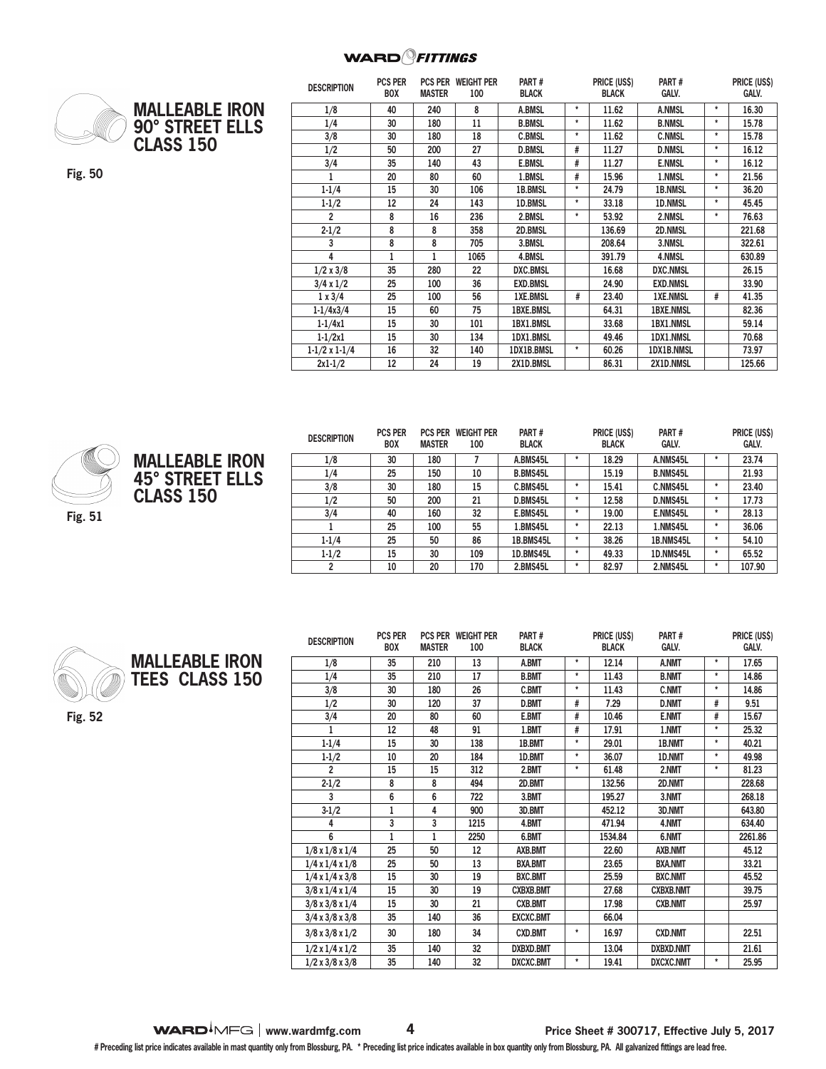## MALLEABLE IRON 90° STREET ELLS CLASS 150

Fig. 50

| DESCRIPTION | PCS PER BOX | PCS PER MASTER | WEIGHT PER 100 | PART # BLACK | | PRICE (US$) BLACK | PART # GALV. | | PRICE (US$) GALV. |
|---|---|---|---|---|---|---|---|---|---|
| 1/8 | 40 | 240 | 8 | A.BMSL | * | 11.62 | A.NMSL | * | 16.30 |
| 1/4 | 30 | 180 | 11 | B.BMSL | * | 11.62 | B.NMSL | * | 15.78 |
| 3/8 | 30 | 180 | 18 | C.BMSL | * | 11.62 | C.NMSL | * | 15.78 |
| 1/2 | 50 | 200 | 27 | D.BMSL | # | 11.27 | D.NMSL | * | 16.12 |
| 3/4 | 35 | 140 | 43 | E.BMSL | # | 11.27 | E.NMSL | * | 16.12 |
| 1 | 20 | 80 | 60 | 1.BMSL | # | 15.96 | 1.NMSL | * | 21.56 |
| 1-1/4 | 15 | 30 | 106 | 1B.BMSL | * | 24.79 | 1B.NMSL | * | 36.20 |
| 1-1/2 | 12 | 24 | 143 | 1D.BMSL | * | 33.18 | 1D.NMSL | * | 45.45 |
| 2 | 8 | 16 | 236 | 2.BMSL | * | 53.92 | 2.NMSL | * | 76.63 |
| 2-1/2 | 8 | 8 | 358 | 2D.BMSL | | 136.69 | 2D.NMSL | | 221.68 |
| 3 | 8 | 8 | 705 | 3.BMSL | | 208.64 | 3.NMSL | | 322.61 |
| 4 | 1 | 1 | 1065 | 4.BMSL | | 391.79 | 4.NMSL | | 630.89 |
| 1/2 x 3/8 | 35 | 280 | 22 | DXC.BMSL | | 16.68 | DXC.NMSL | | 26.15 |
| 3/4 x 1/2 | 25 | 100 | 36 | EXD.BMSL | | 24.90 | EXD.NMSL | | 33.90 |
| 1 x 3/4 | 25 | 100 | 56 | 1XE.BMSL | # | 23.40 | 1XE.NMSL | # | 41.35 |
| 1-1/4x3/4 | 15 | 60 | 75 | 1BXE.BMSL | | 64.31 | 1BXE.NMSL | | 82.36 |
| 1-1/4x1 | 15 | 30 | 101 | 1BX1.BMSL | | 33.68 | 1BX1.NMSL | | 59.14 |
| 1-1/2x1 | 15 | 30 | 134 | 1DX1.BMSL | | 49.46 | 1DX1.NMSL | | 70.68 |
| 1-1/2 x 1-1/4 | 16 | 32 | 140 | 1DX1B.BMSL | * | 60.26 | 1DX1B.NMSL | | 73.97 |
| 2x1-1/2 | 12 | 24 | 19 | 2X1D.BMSL | | 86.31 | 2X1D.NMSL | | 125.66 |

## MALLEABLE IRON 45° STREET ELLS CLASS 150

Fig. 51

| DESCRIPTION | PCS PER BOX | PCS PER MASTER | WEIGHT PER 100 | PART # BLACK | | PRICE (US$) BLACK | PART # GALV. | | PRICE (US$) GALV. |
|---|---|---|---|---|---|---|---|---|---|
| 1/8 | 30 | 180 | 7 | A.BMS45L | * | 18.29 | A.NMS45L | * | 23.74 |
| 1/4 | 25 | 150 | 10 | B.BMS45L | | 15.19 | B.NMS45L | | 21.93 |
| 3/8 | 30 | 180 | 15 | C.BMS45L | * | 15.41 | C.NMS45L | * | 23.40 |
| 1/2 | 50 | 200 | 21 | D.BMS45L | * | 12.58 | D.NMS45L | * | 17.73 |
| 3/4 | 40 | 160 | 32 | E.BMS45L | * | 19.00 | E.NMS45L | * | 28.13 |
| 1 | 25 | 100 | 55 | 1.BMS45L | * | 22.13 | 1.NMS45L | * | 36.06 |
| 1-1/4 | 25 | 50 | 86 | 1B.BMS45L | * | 38.26 | 1B.NMS45L | * | 54.10 |
| 1-1/2 | 15 | 30 | 109 | 1D.BMS45L | * | 49.33 | 1D.NMS45L | * | 65.52 |
| 2 | 10 | 20 | 170 | 2.BMS45L | * | 82.97 | 2.NMS45L | * | 107.90 |

## MALLEABLE IRON TEES CLASS 150

Fig. 52

| DESCRIPTION | PCS PER BOX | PCS PER MASTER | WEIGHT PER 100 | PART # BLACK | | PRICE (US$) BLACK | PART # GALV. | | PRICE (US$) GALV. |
|---|---|---|---|---|---|---|---|---|---|
| 1/8 | 35 | 210 | 13 | A.BMT | * | 12.14 | A.NMT | * | 17.65 |
| 1/4 | 35 | 210 | 17 | B.BMT | * | 11.43 | B.NMT | * | 14.86 |
| 3/8 | 30 | 180 | 26 | C.BMT | * | 11.43 | C.NMT | * | 14.86 |
| 1/2 | 30 | 120 | 37 | D.BMT | # | 7.29 | D.NMT | # | 9.51 |
| 3/4 | 20 | 80 | 60 | E.BMT | # | 10.46 | E.NMT | # | 15.67 |
| 1 | 12 | 48 | 91 | 1.BMT | # | 17.91 | 1.NMT | * | 25.32 |
| 1-1/4 | 15 | 30 | 138 | 1B.BMT | * | 29.01 | 1B.NMT | * | 40.21 |
| 1-1/2 | 10 | 20 | 184 | 1D.BMT | * | 36.07 | 1D.NMT | * | 49.98 |
| 2 | 15 | 15 | 312 | 2.BMT | * | 61.48 | 2.NMT | * | 81.23 |
| 2-1/2 | 8 | 8 | 494 | 2D.BMT | | 132.56 | 2D.NMT | | 228.68 |
| 3 | 6 | 6 | 722 | 3.BMT | | 195.27 | 3.NMT | | 268.18 |
| 3-1/2 | 1 | 4 | 900 | 3D.BMT | | 452.12 | 3D.NMT | | 643.80 |
| 4 | 3 | 3 | 1215 | 4.BMT | | 471.94 | 4.NMT | | 634.40 |
| 6 | 1 | 1 | 2250 | 6.BMT | | 1534.84 | 6.NMT | | 2261.86 |
| 1/8 x 1/8 x 1/4 | 25 | 50 | 12 | AXB.BMT | | 22.60 | AXB.NMT | | 45.12 |
| 1/4 x 1/4 x 1/8 | 25 | 50 | 13 | BXA.BMT | | 23.65 | BXA.NMT | | 33.21 |
| 1/4 x 1/4 x 3/8 | 15 | 30 | 19 | BXC.BMT | | 25.59 | BXC.NMT | | 45.52 |
| 3/8 x 1/4 x 1/4 | 15 | 30 | 19 | CXBXB.BMT | | 27.68 | CXBXB.NMT | | 39.75 |
| 3/8 x 3/8 x 1/4 | 15 | 30 | 21 | CXB.BMT | | 17.98 | CXB.NMT | | 25.97 |
| 3/4 x 3/8 x 3/8 | 35 | 140 | 36 | EXCXC.BMT | | 66.04 | | | |
| 3/8 x 3/8 x 1/2 | 30 | 180 | 34 | CXD.BMT | * | 16.97 | CXD.NMT | | 22.51 |
| 1/2 x 1/4 x 1/2 | 35 | 140 | 32 | DXBXD.BMT | | 13.04 | DXBXD.NMT | | 21.61 |
| 1/2 x 3/8 x 3/8 | 35 | 140 | 32 | DXCXC.BMT | * | 19.41 | DXCXC.NMT | * | 25.95 |

# Preceding list price indicates available in mast quantity only from Blossburg, PA. * Preceding list price indicates available in box quantity only from Blossburg, PA. All galvanized fittings are lead free.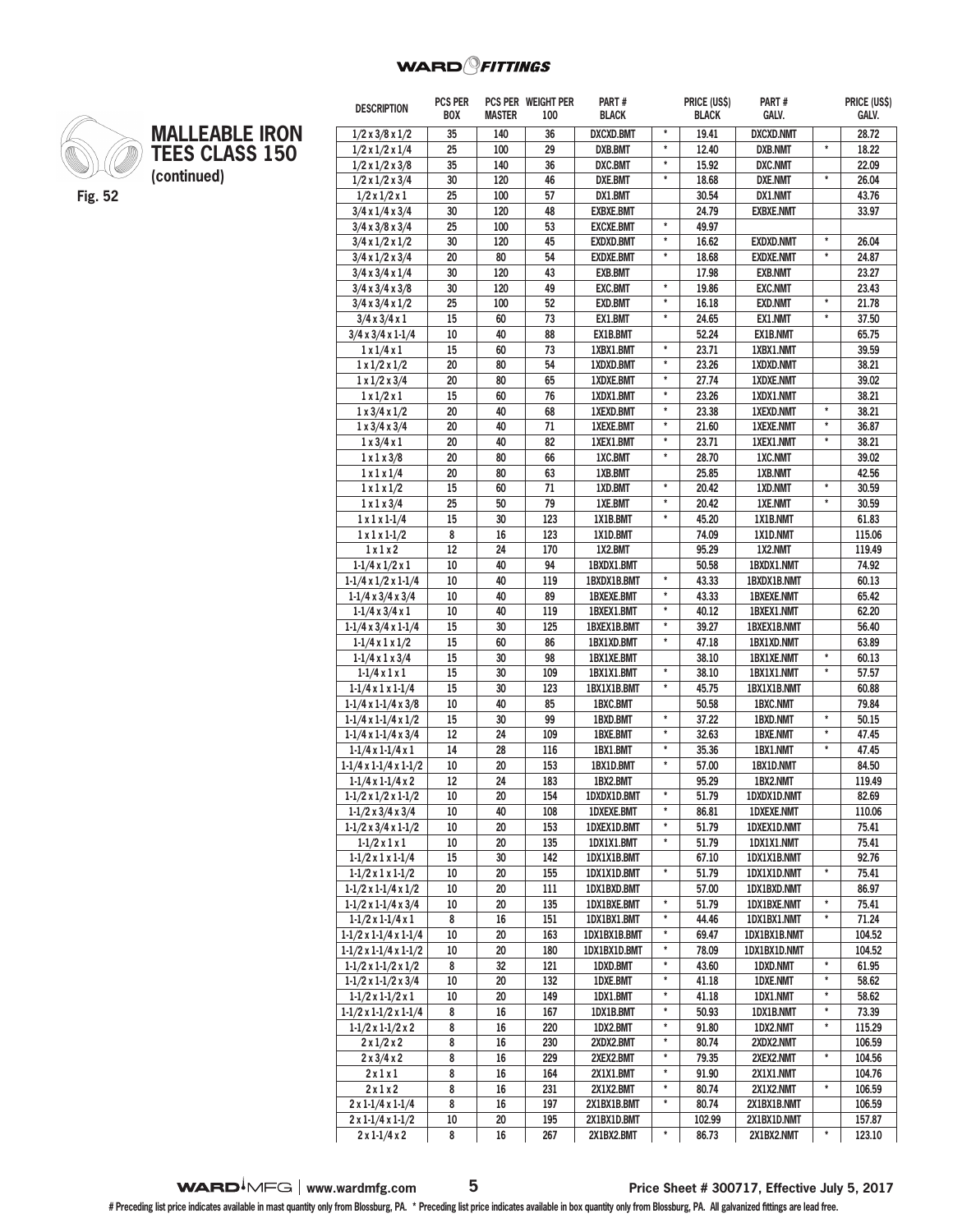## MALLEABLE IRON TEES CLASS 150 (continued)

Fig. 52

| DESCRIPTION | PCS PER BOX | PCS PER MASTER | WEIGHT PER 100 | PART # BLACK | | PRICE (US$) BLACK | PART # GALV. | | PRICE (US$) GALV. |
|---|---|---|---|---|---|---|---|---|---|
| 1/2 x 3/8 x 1/2 | 35 | 140 | 36 | DXCXD.BMT | * | 19.41 | DXCXD.NMT | | 28.72 |
| 1/2 x 1/2 x 1/4 | 25 | 100 | 29 | DXB.BMT | * | 12.40 | DXB.NMT | * | 18.22 |
| 1/2 x 1/2 x 3/8 | 35 | 140 | 36 | DXC.BMT | * | 15.92 | DXC.NMT | | 22.09 |
| 1/2 x 1/2 x 3/4 | 30 | 120 | 46 | DXE.BMT | * | 18.68 | DXE.NMT | * | 26.04 |
| 1/2 x 1/2 x 1 | 25 | 100 | 57 | DX1.BMT | | 30.54 | DX1.NMT | | 43.76 |
| 3/4 x 1/4 x 3/4 | 30 | 120 | 48 | EXBXE.BMT | | 24.79 | EXBXE.NMT | | 33.97 |
| 3/4 x 3/8 x 3/4 | 25 | 100 | 53 | EXCXE.BMT | * | 49.97 | | | |
| 3/4 x 1/2 x 1/2 | 30 | 120 | 45 | EXDXD.BMT | * | 16.62 | EXDXD.NMT | * | 26.04 |
| 3/4 x 1/2 x 3/4 | 20 | 80 | 54 | EXDXE.BMT | * | 18.68 | EXDXE.NMT | * | 24.87 |
| 3/4 x 3/4 x 1/4 | 30 | 120 | 43 | EXB.BMT | | 17.98 | EXB.NMT | | 23.27 |
| 3/4 x 3/4 x 3/8 | 30 | 120 | 49 | EXC.BMT | * | 19.86 | EXC.NMT | | 23.43 |
| 3/4 x 3/4 x 1/2 | 25 | 100 | 52 | EXD.BMT | * | 16.18 | EXD.NMT | * | 21.78 |
| 3/4 x 3/4 x 1 | 15 | 60 | 73 | EX1.BMT | * | 24.65 | EX1.NMT | * | 37.50 |
| 3/4 x 3/4 x 1-1/4 | 10 | 40 | 88 | EX1B.BMT | | 52.24 | EX1B.NMT | | 65.75 |
| 1 x 1/4 x 1 | 15 | 60 | 73 | 1XBX1.BMT | * | 23.71 | 1XBX1.NMT | | 39.59 |
| 1 x 1/2 x 1/2 | 20 | 80 | 54 | 1XDXD.BMT | * | 23.26 | 1XDXD.NMT | | 38.21 |
| 1 x 1/2 x 3/4 | 20 | 80 | 65 | 1XDXE.BMT | * | 27.74 | 1XDXE.NMT | | 39.02 |
| 1 x 1/2 x 1 | 15 | 60 | 76 | 1XDX1.BMT | * | 23.26 | 1XDX1.NMT | | 38.21 |
| 1 x 3/4 x 1/2 | 20 | 40 | 68 | 1XEXD.BMT | * | 23.38 | 1XEXD.NMT | * | 38.21 |
| 1 x 3/4 x 3/4 | 20 | 40 | 71 | 1XEXE.BMT | * | 21.60 | 1XEXE.NMT | * | 36.87 |
| 1 x 3/4 x 1 | 20 | 40 | 82 | 1XEX1.BMT | * | 23.71 | 1XEX1.NMT | * | 38.21 |
| 1 x 1 x 3/8 | 20 | 80 | 66 | 1XC.BMT | * | 28.70 | 1XC.NMT | | 39.02 |
| 1 x 1 x 1/4 | 20 | 80 | 63 | 1XB.BMT | | 25.85 | 1XB.NMT | | 42.56 |
| 1 x 1 x 1/2 | 15 | 60 | 71 | 1XD.BMT | * | 20.42 | 1XD.NMT | * | 30.59 |
| 1 x 1 x 3/4 | 25 | 50 | 79 | 1XE.BMT | * | 20.42 | 1XE.NMT | * | 30.59 |
| 1 x 1 x 1-1/4 | 15 | 30 | 123 | 1X1B.BMT | * | 45.20 | 1X1B.NMT | | 61.83 |
| 1 x 1 x 1-1/2 | 8 | 16 | 123 | 1X1D.BMT | | 74.09 | 1X1D.NMT | | 115.06 |
| 1 x 1 x 2 | 12 | 24 | 170 | 1X2.BMT | | 95.29 | 1X2.NMT | | 119.49 |
| 1-1/4 x 1/2 x 1 | 10 | 40 | 94 | 1BXDX1.BMT | | 50.58 | 1BXDX1.NMT | | 74.92 |
| 1-1/4 x 1/2 x 1-1/4 | 10 | 40 | 119 | 1BXDX1B.BMT | * | 43.33 | 1BXDX1B.NMT | | 60.13 |
| 1-1/4 x 3/4 x 3/4 | 10 | 40 | 89 | 1BXEXE.BMT | * | 43.33 | 1BXEXE.NMT | | 65.42 |
| 1-1/4 x 3/4 x 1 | 10 | 40 | 119 | 1BXEX1.BMT | * | 40.12 | 1BXEX1.NMT | | 62.20 |
| 1-1/4 x 3/4 x 1-1/4 | 15 | 30 | 125 | 1BXEX1B.BMT | * | 39.27 | 1BXEX1B.NMT | | 56.40 |
| 1-1/4 x 1 x 1/2 | 15 | 60 | 86 | 1BX1XD.BMT | * | 47.18 | 1BX1XD.NMT | | 63.89 |
| 1-1/4 x 1 x 3/4 | 15 | 30 | 98 | 1BX1XE.BMT | | 38.10 | 1BX1XE.NMT | * | 60.13 |
| 1-1/4 x 1 x 1 | 15 | 30 | 109 | 1BX1X1.BMT | * | 38.10 | 1BX1X1.NMT | * | 57.57 |
| 1-1/4 x 1 x 1-1/4 | 15 | 30 | 123 | 1BX1X1B.BMT | * | 45.75 | 1BX1X1B.NMT | | 60.88 |
| 1-1/4 x 1-1/4 x 3/8 | 10 | 40 | 85 | 1BXC.BMT | | 50.58 | 1BXC.NMT | | 79.84 |
| 1-1/4 x 1-1/4 x 1/2 | 15 | 30 | 99 | 1BXD.BMT | * | 37.22 | 1BXD.NMT | * | 50.15 |
| 1-1/4 x 1-1/4 x 3/4 | 12 | 24 | 109 | 1BXE.BMT | * | 32.63 | 1BXE.NMT | * | 47.45 |
| 1-1/4 x 1-1/4 x 1 | 14 | 28 | 116 | 1BX1.BMT | * | 35.36 | 1BX1.NMT | * | 47.45 |
| 1-1/4 x 1-1/4 x 1-1/2 | 10 | 20 | 153 | 1BX1D.BMT | * | 57.00 | 1BX1D.NMT | | 84.50 |
| 1-1/4 x 1-1/4 x 2 | 12 | 24 | 183 | 1BX2.BMT | | 95.29 | 1BX2.NMT | | 119.49 |
| 1-1/2 x 1/2 x 1-1/2 | 10 | 20 | 154 | 1DXDX1D.BMT | * | 51.79 | 1DXDX1D.NMT | | 82.69 |
| 1-1/2 x 3/4 x 3/4 | 10 | 40 | 108 | 1DXEXE.BMT | * | 86.81 | 1DXEXE.NMT | | 110.06 |
| 1-1/2 x 3/4 x 1-1/2 | 10 | 20 | 153 | 1DXEX1D.BMT | * | 51.79 | 1DXEX1D.NMT | | 75.41 |
| 1-1/2 x 1 x 1 | 10 | 20 | 135 | 1DX1X1.BMT | * | 51.79 | 1DX1X1.NMT | | 75.41 |
| 1-1/2 x 1 x 1-1/4 | 15 | 30 | 142 | 1DX1X1B.BMT | | 67.10 | 1DX1X1B.NMT | | 92.76 |
| 1-1/2 x 1 x 1-1/2 | 10 | 20 | 155 | 1DX1X1D.BMT | * | 51.79 | 1DX1X1D.NMT | * | 75.41 |
| 1-1/2 x 1-1/4 x 1/2 | 10 | 20 | 111 | 1DX1BXD.BMT | | 57.00 | 1DX1BXD.NMT | | 86.97 |
| 1-1/2 x 1-1/4 x 3/4 | 10 | 20 | 135 | 1DX1BXE.BMT | * | 51.79 | 1DX1BXE.NMT | * | 75.41 |
| 1-1/2 x 1-1/4 x 1 | 8 | 16 | 151 | 1DX1BX1.BMT | * | 44.46 | 1DX1BX1.NMT | * | 71.24 |
| 1-1/2 x 1-1/4 x 1-1/4 | 10 | 20 | 163 | 1DX1BX1B.BMT | * | 69.47 | 1DX1BX1B.NMT | | 104.52 |
| 1-1/2 x 1-1/4 x 1-1/2 | 10 | 20 | 180 | 1DX1BX1D.BMT | * | 78.09 | 1DX1BX1D.NMT | | 104.52 |
| 1-1/2 x 1-1/2 x 1/2 | 8 | 32 | 121 | 1DXD.BMT | * | 43.60 | 1DXD.NMT | * | 61.95 |
| 1-1/2 x 1-1/2 x 3/4 | 10 | 20 | 132 | 1DXE.BMT | * | 41.18 | 1DXE.NMT | * | 58.62 |
| 1-1/2 x 1-1/2 x 1 | 10 | 20 | 149 | 1DX1.BMT | * | 41.18 | 1DX1.NMT | * | 58.62 |
| 1-1/2 x 1-1/2 x 1-1/4 | 8 | 16 | 167 | 1DX1B.BMT | * | 50.93 | 1DX1B.NMT | * | 73.39 |
| 1-1/2 x 1-1/2 x 2 | 8 | 16 | 220 | 1DX2.BMT | * | 91.80 | 1DX2.NMT | * | 115.29 |
| 2 x 1/2 x 2 | 8 | 16 | 230 | 2XDX2.BMT | * | 80.74 | 2XDX2.NMT | | 106.59 |
| 2 x 3/4 x 2 | 8 | 16 | 229 | 2XEX2.BMT | * | 79.35 | 2XEX2.NMT | * | 104.56 |
| 2 x 1 x 1 | 8 | 16 | 164 | 2X1X1.BMT | * | 91.90 | 2X1X1.NMT | | 104.76 |
| 2 x 1 x 2 | 8 | 16 | 231 | 2X1X2.BMT | * | 80.74 | 2X1X2.NMT | * | 106.59 |
| 2 x 1-1/4 x 1-1/4 | 8 | 16 | 197 | 2X1BX1B.BMT | * | 80.74 | 2X1BX1B.NMT | | 106.59 |
| 2 x 1-1/4 x 1-1/2 | 10 | 20 | 195 | 2X1BX1D.BMT | | 102.99 | 2X1BX1D.NMT | | 157.87 |
| 2 x 1-1/4 x 2 | 8 | 16 | 267 | 2X1BX2.BMT | * | 86.73 | 2X1BX2.NMT | * | 123.10 |

# Preceding list price indicates available in mast quantity only from Blossburg, PA. * Preceding list price indicates available in box quantity only from Blossburg, PA. All galvanized fittings are lead free.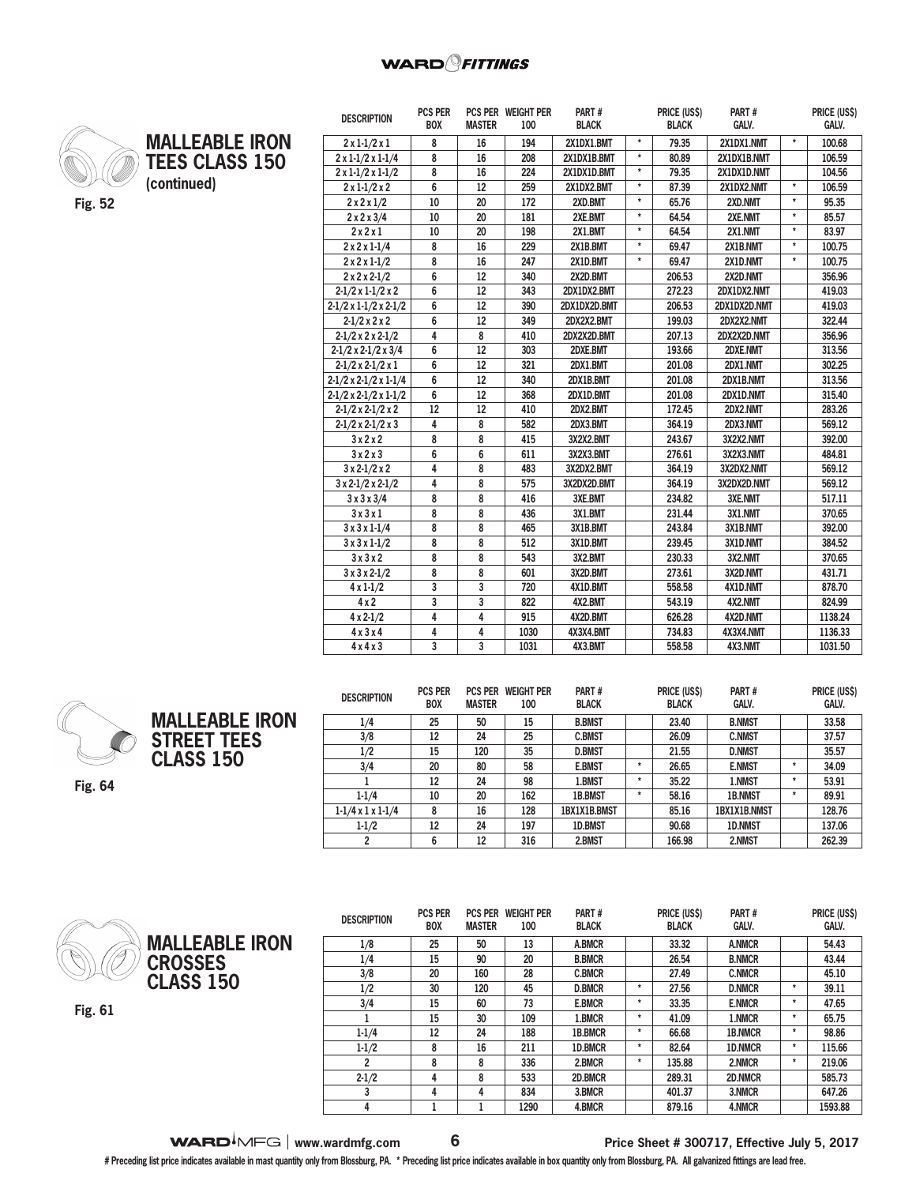## MALLEABLE IRON TEES CLASS 150
(continued)

Fig. 52

| DESCRIPTION | PCS PER BOX | PCS PER MASTER | WEIGHT PER 100 | PART # BLACK | | PRICE (US$) BLACK | PART # GALV. | | PRICE (US$) GALV. |
|---|---|---|---|---|---|---|---|---|---|
| 2 x 1-1/2 x 1 | 8 | 16 | 194 | 2X1DX1.BMT | * | 79.35 | 2X1DX1.NMT | * | 100.68 |
| 2 x 1-1/2 x 1-1/4 | 8 | 16 | 208 | 2X1DX1B.BMT | * | 80.89 | 2X1DX1B.NMT | | 106.59 |
| 2 x 1-1/2 x 1-1/2 | 8 | 16 | 224 | 2X1DX1D.BMT | * | 79.35 | 2X1DX1D.NMT | | 104.56 |
| 2 x 1-1/2 x 2 | 6 | 12 | 259 | 2X1DX2.BMT | * | 87.39 | 2X1DX2.NMT | * | 106.59 |
| 2 x 2 x 1/2 | 10 | 20 | 172 | 2XD.BMT | * | 65.76 | 2XD.NMT | * | 95.35 |
| 2 x 2 x 3/4 | 10 | 20 | 181 | 2XE.BMT | * | 64.54 | 2XE.NMT | * | 85.57 |
| 2 x 2 x 1 | 10 | 20 | 198 | 2X1.BMT | * | 64.54 | 2X1.NMT | * | 83.97 |
| 2 x 2 x 1-1/4 | 8 | 16 | 229 | 2X1B.BMT | * | 69.47 | 2X1B.NMT | * | 100.75 |
| 2 x 2 x 1-1/2 | 8 | 16 | 247 | 2X1D.BMT | * | 69.47 | 2X1D.NMT | * | 100.75 |
| 2 x 2 x 2-1/2 | 6 | 12 | 340 | 2X2D.BMT | | 206.53 | 2X2D.NMT | | 356.96 |
| 2-1/2 x 1-1/2 x 2 | 6 | 12 | 343 | 2DX1DX2.BMT | | 272.23 | 2DX1DX2.NMT | | 419.03 |
| 2-1/2 x 1-1/2 x 2-1/2 | 6 | 12 | 390 | 2DX1DX2D.BMT | | 206.53 | 2DX1DX2D.NMT | | 419.03 |
| 2-1/2 x 2 x 2 | 6 | 12 | 349 | 2DX2X2.BMT | | 199.03 | 2DX2X2.NMT | | 322.44 |
| 2-1/2 x 2 x 2-1/2 | 4 | 8 | 410 | 2DX2X2D.BMT | | 207.13 | 2DX2X2D.NMT | | 356.96 |
| 2-1/2 x 2-1/2 x 3/4 | 6 | 12 | 303 | 2DXE.BMT | | 193.66 | 2DXE.NMT | | 313.56 |
| 2-1/2 x 2-1/2 x 1 | 6 | 12 | 321 | 2DX1.BMT | | 201.08 | 2DX1.NMT | | 302.25 |
| 2-1/2 x 2-1/2 x 1-1/4 | 6 | 12 | 340 | 2DX1B.BMT | | 201.08 | 2DX1B.NMT | | 313.56 |
| 2-1/2 x 2-1/2 x 1-1/2 | 6 | 12 | 368 | 2DX1D.BMT | | 201.08 | 2DX1D.NMT | | 315.40 |
| 2-1/2 x 2-1/2 x 2 | 12 | 12 | 410 | 2DX2.BMT | | 172.45 | 2DX2.NMT | | 283.26 |
| 2-1/2 x 2-1/2 x 3 | 4 | 8 | 582 | 2DX3.BMT | | 364.19 | 2DX3.NMT | | 569.12 |
| 3 x 2 x 2 | 8 | 8 | 415 | 3X2X2.BMT | | 243.67 | 3X2X2.NMT | | 392.00 |
| 3 x 2 x 3 | 6 | 6 | 611 | 3X2X3.BMT | | 276.61 | 3X2X3.NMT | | 484.81 |
| 3 x 2-1/2 x 2 | 4 | 8 | 483 | 3X2DX2.BMT | | 364.19 | 3X2DX2.NMT | | 569.12 |
| 3 x 2-1/2 x 2-1/2 | 4 | 8 | 575 | 3X2DX2D.BMT | | 364.19 | 3X2DX2D.NMT | | 569.12 |
| 3 x 3 x 3/4 | 8 | 8 | 416 | 3XE.BMT | | 234.82 | 3XE.NMT | | 517.11 |
| 3 x 3 x 1 | 8 | 8 | 436 | 3X1.BMT | | 231.44 | 3X1.NMT | | 370.65 |
| 3 x 3 x 1-1/4 | 8 | 8 | 465 | 3X1B.BMT | | 243.84 | 3X1B.NMT | | 392.00 |
| 3 x 3 x 1-1/2 | 8 | 8 | 512 | 3X1D.BMT | | 239.45 | 3X1D.NMT | | 384.52 |
| 3 x 3 x 2 | 8 | 8 | 543 | 3X2.BMT | | 230.33 | 3X2.NMT | | 370.65 |
| 3 x 3 x 2-1/2 | 8 | 8 | 601 | 3X2D.BMT | | 273.61 | 3X2D.NMT | | 431.71 |
| 4 x 1-1/2 | 3 | 3 | 720 | 4X1D.BMT | | 558.58 | 4X1D.NMT | | 878.70 |
| 4 x 2 | 3 | 3 | 822 | 4X2.BMT | | 543.19 | 4X2.NMT | | 824.99 |
| 4 x 2-1/2 | 4 | 4 | 915 | 4X2D.BMT | | 626.28 | 4X2D.NMT | | 1138.24 |
| 4 x 3 x 4 | 4 | 4 | 1030 | 4X3X4.BMT | | 734.83 | 4X3X4.NMT | | 1136.33 |
| 4 x 4 x 3 | 3 | 3 | 1031 | 4X3.BMT | | 558.58 | 4X3.NMT | | 1031.50 |

## MALLEABLE IRON STREET TEES CLASS 150

Fig. 64

| DESCRIPTION | PCS PER BOX | PCS PER MASTER | WEIGHT PER 100 | PART # BLACK | | PRICE (US$) BLACK | PART # GALV. | | PRICE (US$) GALV. |
|---|---|---|---|---|---|---|---|---|---|
| 1/4 | 25 | 50 | 15 | B.BMST | | 23.40 | B.NMST | | 33.58 |
| 3/8 | 12 | 24 | 25 | C.BMST | | 26.09 | C.NMST | | 37.57 |
| 1/2 | 15 | 120 | 35 | D.BMST | | 21.55 | D.NMST | | 35.57 |
| 3/4 | 20 | 80 | 58 | E.BMST | * | 26.65 | E.NMST | * | 34.09 |
| 1 | 12 | 24 | 98 | 1.BMST | * | 35.22 | 1.NMST | * | 53.91 |
| 1-1/4 | 10 | 20 | 162 | 1B.BMST | * | 58.16 | 1B.NMST | * | 89.91 |
| 1-1/4 x 1 x 1-1/4 | 8 | 16 | 128 | 1BX1X1B.BMST | | 85.16 | 1BX1X1B.NMST | | 128.76 |
| 1-1/2 | 12 | 24 | 197 | 1D.BMST | | 90.68 | 1D.NMST | | 137.06 |
| 2 | 6 | 12 | 316 | 2.BMST | | 166.98 | 2.NMST | | 262.39 |

## MALLEABLE IRON CROSSES CLASS 150

Fig. 61

| DESCRIPTION | PCS PER BOX | PCS PER MASTER | WEIGHT PER 100 | PART # BLACK | | PRICE (US$) BLACK | PART # GALV. | | PRICE (US$) GALV. |
|---|---|---|---|---|---|---|---|---|---|
| 1/8 | 25 | 50 | 13 | A.BMCR | | 33.32 | A.NMCR | | 54.43 |
| 1/4 | 15 | 90 | 20 | B.BMCR | | 26.54 | B.NMCR | | 43.44 |
| 3/8 | 20 | 160 | 28 | C.BMCR | | 27.49 | C.NMCR | | 45.10 |
| 1/2 | 30 | 120 | 45 | D.BMCR | * | 27.56 | D.NMCR | * | 39.11 |
| 3/4 | 15 | 60 | 73 | E.BMCR | * | 33.35 | E.NMCR | * | 47.65 |
| 1 | 15 | 30 | 109 | 1.BMCR | * | 41.09 | 1.NMCR | * | 65.75 |
| 1-1/4 | 12 | 24 | 188 | 1B.BMCR | * | 66.68 | 1B.NMCR | * | 98.86 |
| 1-1/2 | 8 | 16 | 211 | 1D.BMCR | * | 82.64 | 1D.NMCR | * | 115.66 |
| 2 | 8 | 8 | 336 | 2.BMCR | * | 135.88 | 2.NMCR | * | 219.06 |
| 2-1/2 | 4 | 8 | 533 | 2D.BMCR | | 289.31 | 2D.NMCR | | 585.73 |
| 3 | 4 | 4 | 834 | 3.BMCR | | 401.37 | 3.NMCR | | 647.26 |
| 4 | 1 | 1 | 1290 | 4.BMCR | | 879.16 | 4.NMCR | | 1593.88 |

# Preceding list price indicates available in mast quantity only from Blossburg, PA. * Preceding list price indicates available in box quantity only from Blossburg, PA. All galvanized fittings are lead free.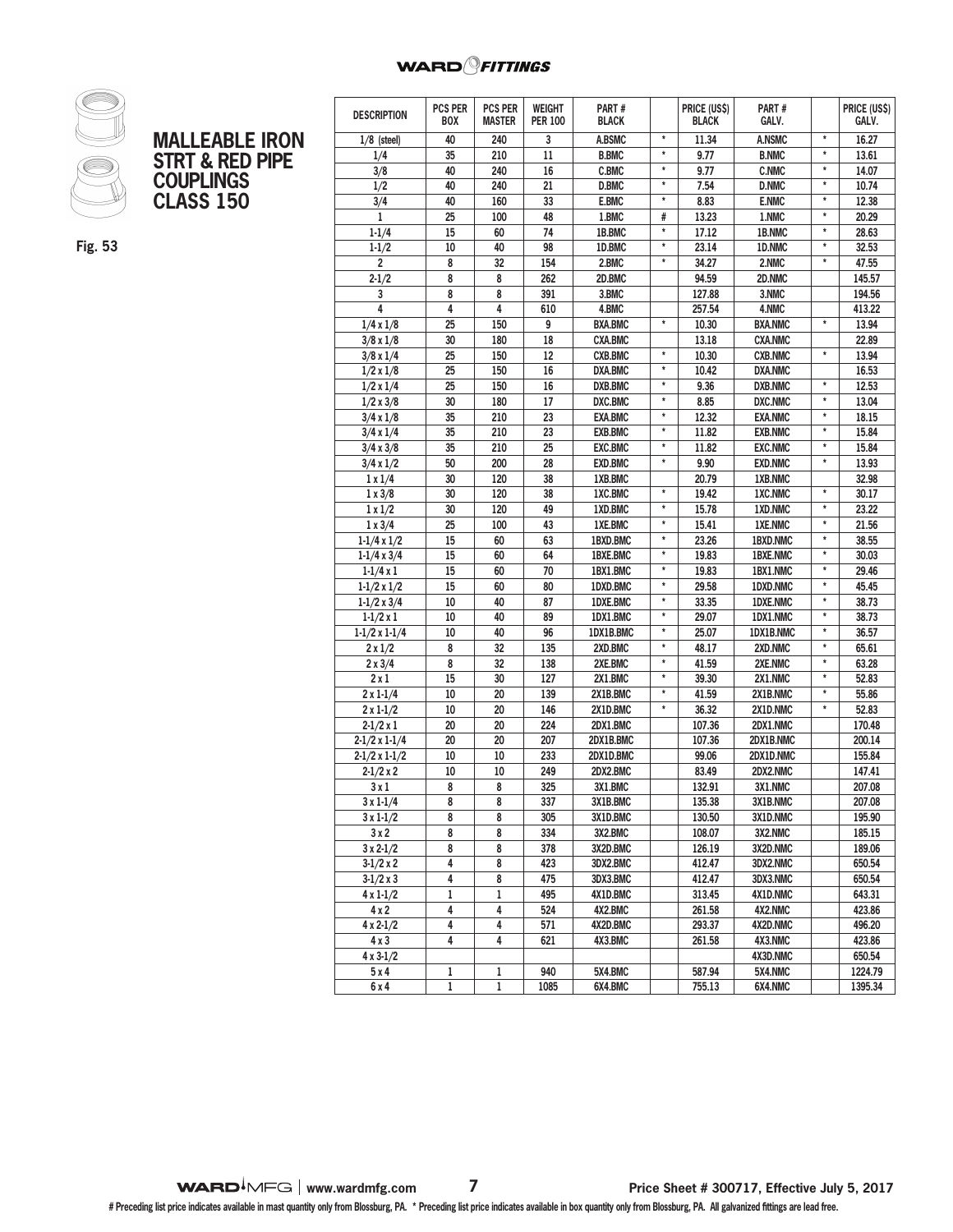# MALLEABLE IRON STRT & RED PIPE COUPLINGS CLASS 150

Fig. 53

| DESCRIPTION | PCS PER BOX | PCS PER MASTER | WEIGHT PER 100 | PART # BLACK | | PRICE (US$) BLACK | PART # GALV. | | PRICE (US$) GALV. |
|---|---|---|---|---|---|---|---|---|---|
| 1/8 (steel) | 40 | 240 | 3 | A.BSMC | * | 11.34 | A.NSMC | * | 16.27 |
| 1/4 | 35 | 210 | 11 | B.BMC | * | 9.77 | B.NMC | * | 13.61 |
| 3/8 | 40 | 240 | 16 | C.BMC | * | 9.77 | C.NMC | * | 14.07 |
| 1/2 | 40 | 240 | 21 | D.BMC | * | 7.54 | D.NMC | * | 10.74 |
| 3/4 | 40 | 160 | 33 | E.BMC | * | 8.83 | E.NMC | * | 12.38 |
| 1 | 25 | 100 | 48 | 1.BMC | # | 13.23 | 1.NMC | * | 20.29 |
| 1-1/4 | 15 | 60 | 74 | 1B.BMC | * | 17.12 | 1B.NMC | * | 28.63 |
| 1-1/2 | 10 | 40 | 98 | 1D.BMC | * | 23.14 | 1D.NMC | * | 32.53 |
| 2 | 8 | 32 | 154 | 2.BMC | * | 34.27 | 2.NMC | * | 47.55 |
| 2-1/2 | 8 | 8 | 262 | 2D.BMC | | 94.59 | 2D.NMC | | 145.57 |
| 3 | 8 | 8 | 391 | 3.BMC | | 127.88 | 3.NMC | | 194.56 |
| 4 | 4 | 4 | 610 | 4.BMC | | 257.54 | 4.NMC | | 413.22 |
| 1/4 x 1/8 | 25 | 150 | 9 | BXA.BMC | * | 10.30 | BXA.NMC | * | 13.94 |
| 3/8 x 1/8 | 30 | 180 | 18 | CXA.BMC | | 13.18 | CXA.NMC | | 22.89 |
| 3/8 x 1/4 | 25 | 150 | 12 | CXB.BMC | * | 10.30 | CXB.NMC | * | 13.94 |
| 1/2 x 1/8 | 25 | 150 | 16 | DXA.BMC | * | 10.42 | DXA.NMC | | 16.53 |
| 1/2 x 1/4 | 25 | 150 | 16 | DXB.BMC | * | 9.36 | DXB.NMC | * | 12.53 |
| 1/2 x 3/8 | 30 | 180 | 17 | DXC.BMC | * | 8.85 | DXC.NMC | * | 13.04 |
| 3/4 x 1/8 | 35 | 210 | 23 | EXA.BMC | * | 12.32 | EXA.NMC | * | 18.15 |
| 3/4 x 1/4 | 35 | 210 | 23 | EXB.BMC | * | 11.82 | EXB.NMC | * | 15.84 |
| 3/4 x 3/8 | 35 | 210 | 25 | EXC.BMC | * | 11.82 | EXC.NMC | * | 15.84 |
| 3/4 x 1/2 | 50 | 200 | 28 | EXD.BMC | * | 9.90 | EXD.NMC | * | 13.93 |
| 1 x 1/4 | 30 | 120 | 38 | 1XB.BMC | | 20.79 | 1XB.NMC | | 32.98 |
| 1 x 3/8 | 30 | 120 | 38 | 1XC.BMC | * | 19.42 | 1XC.NMC | * | 30.17 |
| 1 x 1/2 | 30 | 120 | 49 | 1XD.BMC | * | 15.78 | 1XD.NMC | * | 23.22 |
| 1 x 3/4 | 25 | 100 | 43 | 1XE.BMC | * | 15.41 | 1XE.NMC | * | 21.56 |
| 1-1/4 x 1/2 | 15 | 60 | 63 | 1BXD.BMC | * | 23.26 | 1BXD.NMC | * | 38.55 |
| 1-1/4 x 3/4 | 15 | 60 | 64 | 1BXE.BMC | * | 19.83 | 1BXE.NMC | * | 30.03 |
| 1-1/4 x 1 | 15 | 60 | 70 | 1BX1.BMC | * | 19.83 | 1BX1.NMC | * | 29.46 |
| 1-1/2 x 1/2 | 15 | 60 | 80 | 1DXD.BMC | * | 29.58 | 1DXD.NMC | * | 45.45 |
| 1-1/2 x 3/4 | 10 | 40 | 87 | 1DXE.BMC | * | 33.35 | 1DXE.NMC | * | 38.73 |
| 1-1/2 x 1 | 10 | 40 | 89 | 1DX1.BMC | * | 29.07 | 1DX1.NMC | * | 38.73 |
| 1-1/2 x 1-1/4 | 10 | 40 | 96 | 1DX1B.BMC | * | 25.07 | 1DX1B.NMC | * | 36.57 |
| 2 x 1/2 | 8 | 32 | 135 | 2XD.BMC | * | 48.17 | 2XD.NMC | * | 65.61 |
| 2 x 3/4 | 8 | 32 | 138 | 2XE.BMC | * | 41.59 | 2XE.NMC | * | 63.28 |
| 2 x 1 | 15 | 30 | 127 | 2X1.BMC | * | 39.30 | 2X1.NMC | * | 52.83 |
| 2 x 1-1/4 | 10 | 20 | 139 | 2X1B.BMC | * | 41.59 | 2X1B.NMC | * | 55.86 |
| 2 x 1-1/2 | 10 | 20 | 146 | 2X1D.BMC | * | 36.32 | 2X1D.NMC | * | 52.83 |
| 2-1/2 x 1 | 20 | 20 | 224 | 2DX1.BMC | | 107.36 | 2DX1.NMC | | 170.48 |
| 2-1/2 x 1-1/4 | 20 | 20 | 207 | 2DX1B.BMC | | 107.36 | 2DX1B.NMC | | 200.14 |
| 2-1/2 x 1-1/2 | 10 | 10 | 233 | 2DX1D.BMC | | 99.06 | 2DX1D.NMC | | 155.84 |
| 2-1/2 x 2 | 10 | 10 | 249 | 2DX2.BMC | | 83.49 | 2DX2.NMC | | 147.41 |
| 3 x 1 | 8 | 8 | 325 | 3X1.BMC | | 132.91 | 3X1.NMC | | 207.08 |
| 3 x 1-1/4 | 8 | 8 | 337 | 3X1B.BMC | | 135.38 | 3X1B.NMC | | 207.08 |
| 3 x 1-1/2 | 8 | 8 | 305 | 3X1D.BMC | | 130.50 | 3X1D.NMC | | 195.90 |
| 3 x 2 | 8 | 8 | 334 | 3X2.BMC | | 108.07 | 3X2.NMC | | 185.15 |
| 3 x 2-1/2 | 8 | 8 | 378 | 3X2D.BMC | | 126.19 | 3X2D.NMC | | 189.06 |
| 3-1/2 x 2 | 4 | 8 | 423 | 3DX2.BMC | | 412.47 | 3DX2.NMC | | 650.54 |
| 3-1/2 x 3 | 4 | 8 | 475 | 3DX3.BMC | | 412.47 | 3DX3.NMC | | 650.54 |
| 4 x 1-1/2 | 1 | 1 | 495 | 4X1D.BMC | | 313.45 | 4X1D.NMC | | 643.31 |
| 4 x 2 | 4 | 4 | 524 | 4X2.BMC | | 261.58 | 4X2.NMC | | 423.86 |
| 4 x 2-1/2 | 4 | 4 | 571 | 4X2D.BMC | | 293.37 | 4X2D.NMC | | 496.20 |
| 4 x 3 | 4 | 4 | 621 | 4X3.BMC | | 261.58 | 4X3.NMC | | 423.86 |
| 4 x 3-1/2 | | | | | | | 4X3D.NMC | | 650.54 |
| 5 x 4 | 1 | 1 | 940 | 5X4.BMC | | 587.94 | 5X4.NMC | | 1224.79 |
| 6 x 4 | 1 | 1 | 1085 | 6X4.BMC | | 755.13 | 6X4.NMC | | 1395.34 |

# Preceding list price indicates available in mast quantity only from Blossburg, PA. * Preceding list price indicates available in box quantity only from Blossburg, PA. All galvanized fittings are lead free.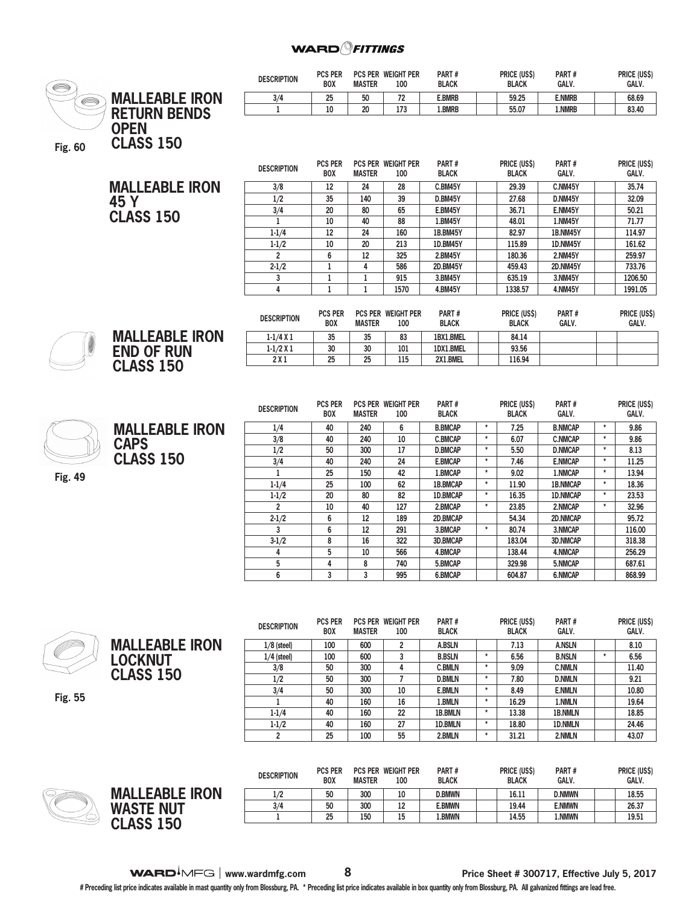WARD FITTINGS

## MALLEABLE IRON RETURN BENDS OPEN CLASS 150

Fig. 60

| DESCRIPTION | PCS PER BOX | PCS PER MASTER | WEIGHT PER 100 | PART # BLACK | | PRICE (US$) BLACK | PART # GALV. | | PRICE (US$) GALV. |
|---|---|---|---|---|---|---|---|---|---|
| 3/4 | 25 | 50 | 72 | E.BMRB | | 59.25 | E.NMRB | | 68.69 |
| 1 | 10 | 20 | 173 | 1.BMRB | | 55.07 | 1.NMRB | | 83.40 |

## MALLEABLE IRON 45 Y CLASS 150

| DESCRIPTION | PCS PER BOX | PCS PER MASTER | WEIGHT PER 100 | PART # BLACK | | PRICE (US$) BLACK | PART # GALV. | | PRICE (US$) GALV. |
|---|---|---|---|---|---|---|---|---|---|
| 3/8 | 12 | 24 | 28 | C.BM45Y | | 29.39 | C.NM45Y | | 35.74 |
| 1/2 | 35 | 140 | 39 | D.BM45Y | | 27.68 | D.NM45Y | | 32.09 |
| 3/4 | 20 | 80 | 65 | E.BM45Y | | 36.71 | E.NM45Y | | 50.21 |
| 1 | 10 | 40 | 88 | 1.BM45Y | | 48.01 | 1.NM45Y | | 71.77 |
| 1-1/4 | 12 | 24 | 160 | 1B.BM45Y | | 82.97 | 1B.NM45Y | | 114.97 |
| 1-1/2 | 10 | 20 | 213 | 1D.BM45Y | | 115.89 | 1D.NM45Y | | 161.62 |
| 2 | 6 | 12 | 325 | 2.BM45Y | | 180.36 | 2.NM45Y | | 259.97 |
| 2-1/2 | 1 | 4 | 586 | 2D.BM45Y | | 459.43 | 2D.NM45Y | | 733.76 |
| 3 | 1 | 1 | 915 | 3.BM45Y | | 635.19 | 3.NM45Y | | 1206.50 |
| 4 | 1 | 1 | 1570 | 4.BM45Y | | 1338.57 | 4.NM45Y | | 1991.05 |

## MALLEABLE IRON END OF RUN CLASS 150

| DESCRIPTION | PCS PER BOX | PCS PER MASTER | WEIGHT PER 100 | PART # BLACK | | PRICE (US$) BLACK | PART # GALV. | | PRICE (US$) GALV. |
|---|---|---|---|---|---|---|---|---|---|
| 1-1/4 X 1 | 35 | 35 | 83 | 1BX1.BMEL | | 84.14 | | | |
| 1-1/2 X 1 | 30 | 30 | 101 | 1DX1.BMEL | | 93.56 | | | |
| 2 X 1 | 25 | 25 | 115 | 2X1.BMEL | | 116.94 | | | |

## MALLEABLE IRON CAPS CLASS 150

Fig. 49

| DESCRIPTION | PCS PER BOX | PCS PER MASTER | WEIGHT PER 100 | PART # BLACK | | PRICE (US$) BLACK | PART # GALV. | | PRICE (US$) GALV. |
|---|---|---|---|---|---|---|---|---|---|
| 1/4 | 40 | 240 | 6 | B.BMCAP | * | 7.25 | B.NMCAP | * | 9.86 |
| 3/8 | 40 | 240 | 10 | C.BMCAP | * | 6.07 | C.NMCAP | * | 9.86 |
| 1/2 | 50 | 300 | 17 | D.BMCAP | * | 5.50 | D.NMCAP | * | 8.13 |
| 3/4 | 40 | 240 | 24 | E.BMCAP | * | 7.46 | E.NMCAP | * | 11.25 |
| 1 | 25 | 150 | 42 | 1.BMCAP | * | 9.02 | 1.NMCAP | * | 13.94 |
| 1-1/4 | 25 | 100 | 62 | 1B.BMCAP | * | 11.90 | 1B.NMCAP | * | 18.36 |
| 1-1/2 | 20 | 80 | 82 | 1D.BMCAP | * | 16.35 | 1D.NMCAP | * | 23.53 |
| 2 | 10 | 40 | 127 | 2.BMCAP | * | 23.85 | 2.NMCAP | * | 32.96 |
| 2-1/2 | 6 | 12 | 189 | 2D.BMCAP | | 54.34 | 2D.NMCAP | | 95.72 |
| 3 | 6 | 12 | 291 | 3.BMCAP | * | 80.74 | 3.NMCAP | | 116.00 |
| 3-1/2 | 8 | 16 | 322 | 3D.BMCAP | | 183.04 | 3D.NMCAP | | 318.38 |
| 4 | 5 | 10 | 566 | 4.BMCAP | | 138.44 | 4.NMCAP | | 256.29 |
| 5 | 4 | 8 | 740 | 5.BMCAP | | 329.98 | 5.NMCAP | | 687.61 |
| 6 | 3 | 3 | 995 | 6.BMCAP | | 604.87 | 6.NMCAP | | 868.99 |

## MALLEABLE IRON LOCKNUT CLASS 150

Fig. 55

| DESCRIPTION | PCS PER BOX | PCS PER MASTER | WEIGHT PER 100 | PART # BLACK | | PRICE (US$) BLACK | PART # GALV. | | PRICE (US$) GALV. |
|---|---|---|---|---|---|---|---|---|---|
| 1/8 (steel) | 100 | 600 | 2 | A.BSLN | | 7.13 | A.NSLN | | 8.10 |
| 1/4 (steel) | 100 | 600 | 3 | B.BSLN | * | 6.56 | B.NSLN | * | 6.56 |
| 3/8 | 50 | 300 | 4 | C.BMLN | * | 9.09 | C.NMLN | | 11.40 |
| 1/2 | 50 | 300 | 7 | D.BMLN | * | 7.80 | D.NMLN | | 9.21 |
| 3/4 | 50 | 300 | 10 | E.BMLN | * | 8.49 | E.NMLN | | 10.80 |
| 1 | 40 | 160 | 16 | 1.BMLN | * | 16.29 | 1.NMLN | | 19.64 |
| 1-1/4 | 40 | 160 | 22 | 1B.BMLN | * | 13.38 | 1B.NMLN | | 18.85 |
| 1-1/2 | 40 | 160 | 27 | 1D.BMLN | * | 18.80 | 1D.NMLN | | 24.46 |
| 2 | 25 | 100 | 55 | 2.BMLN | * | 31.21 | 2.NMLN | | 43.07 |

## MALLEABLE IRON WASTE NUT CLASS 150

| DESCRIPTION | PCS PER BOX | PCS PER MASTER | WEIGHT PER 100 | PART # BLACK | | PRICE (US$) BLACK | PART # GALV. | | PRICE (US$) GALV. |
|---|---|---|---|---|---|---|---|---|---|
| 1/2 | 50 | 300 | 10 | D.BMWN | | 16.11 | D.NMWN | | 18.55 |
| 3/4 | 50 | 300 | 12 | E.BMWN | | 19.44 | E.NMWN | | 26.37 |
| 1 | 25 | 150 | 15 | 1.BMWN | | 14.55 | 1.NMWN | | 19.51 |

WARD MFG | www.wardmfg.com Price Sheet # 300717, Effective July 5, 2017

# Preceding list price indicates available in mast quantity only from Blossburg, PA. * Preceding list price indicates available in box quantity only from Blossburg, PA. All galvanized fittings are lead free.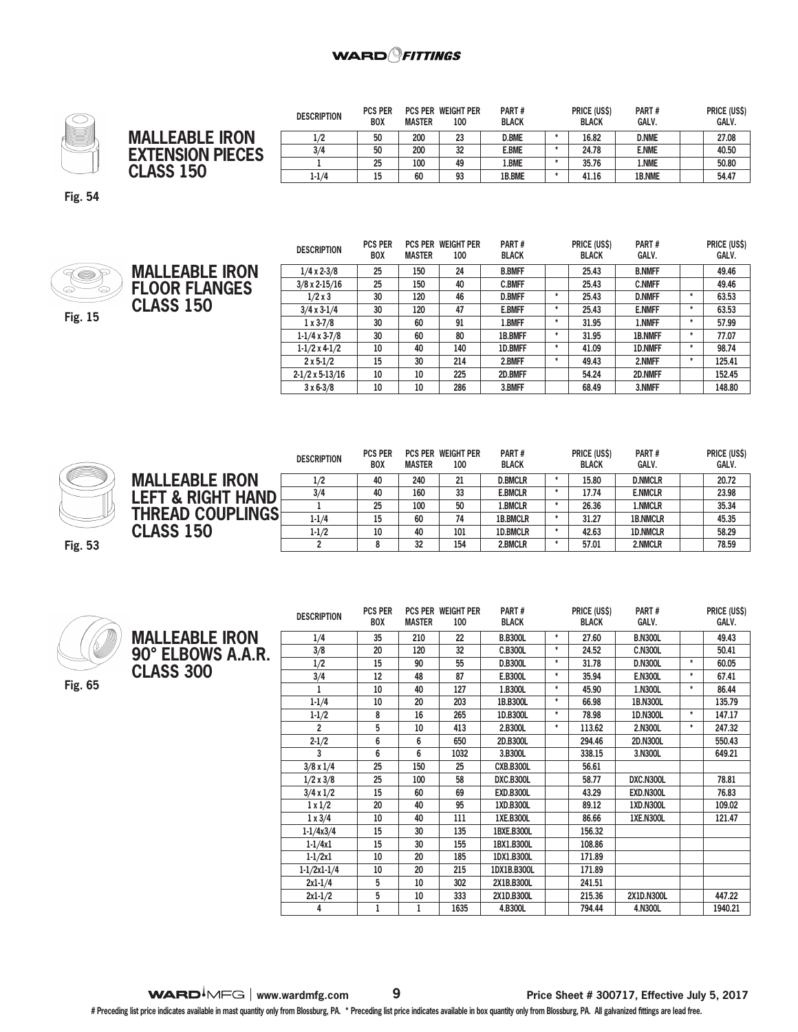## MALLEABLE IRON EXTENSION PIECES CLASS 150

Fig. 54

| DESCRIPTION | PCS PER BOX | PCS PER MASTER | WEIGHT PER 100 | PART # BLACK | | PRICE (US$) BLACK | PART # GALV. | | PRICE (US$) GALV. |
|---|---|---|---|---|---|---|---|---|---|
| 1/2 | 50 | 200 | 23 | D.BME | * | 16.82 | D.NME | | 27.08 |
| 3/4 | 50 | 200 | 32 | E.BME | * | 24.78 | E.NME | | 40.50 |
| 1 | 25 | 100 | 49 | 1.BME | * | 35.76 | 1.NME | | 50.80 |
| 1-1/4 | 15 | 60 | 93 | 1B.BME | * | 41.16 | 1B.NME | | 54.47 |

## MALLEABLE IRON FLOOR FLANGES CLASS 150

Fig. 15

| DESCRIPTION | PCS PER BOX | PCS PER MASTER | WEIGHT PER 100 | PART # BLACK | | PRICE (US$) BLACK | PART # GALV. | | PRICE (US$) GALV. |
|---|---|---|---|---|---|---|---|---|---|
| 1/4 x 2-3/8 | 25 | 150 | 24 | B.BMFF | | 25.43 | B.NMFF | | 49.46 |
| 3/8 x 2-15/16 | 25 | 150 | 40 | C.BMFF | | 25.43 | C.NMFF | | 49.46 |
| 1/2 x 3 | 30 | 120 | 46 | D.BMFF | * | 25.43 | D.NMFF | * | 63.53 |
| 3/4 x 3-1/4 | 30 | 120 | 47 | E.BMFF | * | 25.43 | E.NMFF | * | 63.53 |
| 1 x 3-7/8 | 30 | 60 | 91 | 1.BMFF | * | 31.95 | 1.NMFF | * | 57.99 |
| 1-1/4 x 3-7/8 | 30 | 60 | 80 | 1B.BMFF | * | 31.95 | 1B.NMFF | * | 77.07 |
| 1-1/2 x 4-1/2 | 10 | 40 | 140 | 1D.BMFF | * | 41.09 | 1D.NMFF | * | 98.74 |
| 2 x 5-1/2 | 15 | 30 | 214 | 2.BMFF | * | 49.43 | 2.NMFF | * | 125.41 |
| 2-1/2 x 5-13/16 | 10 | 10 | 225 | 2D.BMFF | | 54.24 | 2D.NMFF | | 152.45 |
| 3 x 6-3/8 | 10 | 10 | 286 | 3.BMFF | | 68.49 | 3.NMFF | | 148.80 |

## MALLEABLE IRON LEFT & RIGHT HAND THREAD COUPLINGS CLASS 150

Fig. 53

| DESCRIPTION | PCS PER BOX | PCS PER MASTER | WEIGHT PER 100 | PART # BLACK | | PRICE (US$) BLACK | PART # GALV. | | PRICE (US$) GALV. |
|---|---|---|---|---|---|---|---|---|---|
| 1/2 | 40 | 240 | 21 | D.BMCLR | * | 15.80 | D.NMCLR | | 20.72 |
| 3/4 | 40 | 160 | 33 | E.BMCLR | * | 17.74 | E.NMCLR | | 23.98 |
| 1 | 25 | 100 | 50 | 1.BMCLR | * | 26.36 | 1.NMCLR | | 35.34 |
| 1-1/4 | 15 | 60 | 74 | 1B.BMCLR | * | 31.27 | 1B.NMCLR | | 45.35 |
| 1-1/2 | 10 | 40 | 101 | 1D.BMCLR | * | 42.63 | 1D.NMCLR | | 58.29 |
| 2 | 8 | 32 | 154 | 2.BMCLR | * | 57.01 | 2.NMCLR | | 78.59 |

## MALLEABLE IRON 90° ELBOWS A.A.R. CLASS 300

Fig. 65

| DESCRIPTION | PCS PER BOX | PCS PER MASTER | WEIGHT PER 100 | PART # BLACK | | PRICE (US$) BLACK | PART # GALV. | | PRICE (US$) GALV. |
|---|---|---|---|---|---|---|---|---|---|
| 1/4 | 35 | 210 | 22 | B.B300L | * | 27.60 | B.N300L | | 49.43 |
| 3/8 | 20 | 120 | 32 | C.B300L | * | 24.52 | C.N300L | | 50.41 |
| 1/2 | 15 | 90 | 55 | D.B300L | * | 31.78 | D.N300L | * | 60.05 |
| 3/4 | 12 | 48 | 87 | E.B300L | * | 35.94 | E.N300L | * | 67.41 |
| 1 | 10 | 40 | 127 | 1.B300L | * | 45.90 | 1.N300L | * | 86.44 |
| 1-1/4 | 10 | 20 | 203 | 1B.B300L | * | 66.98 | 1B.N300L | | 135.79 |
| 1-1/2 | 8 | 16 | 265 | 1D.B300L | * | 78.98 | 1D.N300L | * | 147.17 |
| 2 | 5 | 10 | 413 | 2.B300L | * | 113.62 | 2.N300L | * | 247.32 |
| 2-1/2 | 6 | 6 | 650 | 2D.B300L | | 294.46 | 2D.N300L | | 550.43 |
| 3 | 6 | 6 | 1032 | 3.B300L | | 338.15 | 3.N300L | | 649.21 |
| 3/8 x 1/4 | 25 | 150 | 25 | CXB.B300L | | 56.61 | | | |
| 1/2 x 3/8 | 25 | 100 | 58 | DXC.B300L | | 58.77 | DXC.N300L | | 78.81 |
| 3/4 x 1/2 | 15 | 60 | 69 | EXD.B300L | | 43.29 | EXD.N300L | | 76.83 |
| 1 x 1/2 | 20 | 40 | 95 | 1XD.B300L | | 89.12 | 1XD.N300L | | 109.02 |
| 1 x 3/4 | 10 | 40 | 111 | 1XE.B300L | | 86.66 | 1XE.N300L | | 121.47 |
| 1-1/4x3/4 | 15 | 30 | 135 | 1BXE.B300L | | 156.32 | | | |
| 1-1/4x1 | 15 | 30 | 155 | 1BX1.B300L | | 108.86 | | | |
| 1-1/2x1 | 10 | 20 | 185 | 1DX1.B300L | | 171.89 | | | |
| 1-1/2x1-1/4 | 10 | 20 | 215 | 1DX1B.B300L | | 171.89 | | | |
| 2x1-1/4 | 5 | 10 | 302 | 2X1B.B300L | | 241.51 | | | |
| 2x1-1/2 | 5 | 10 | 333 | 2X1D.B300L | | 215.36 | 2X1D.N300L | | 447.22 |
| 4 | 1 | 1 | 1635 | 4.B300L | | 794.44 | 4.N300L | | 1940.21 |

# Preceding list price indicates available in mast quantity only from Blossburg, PA. * Preceding list price indicates available in box quantity only from Blossburg, PA. All galvanized fittings are lead free.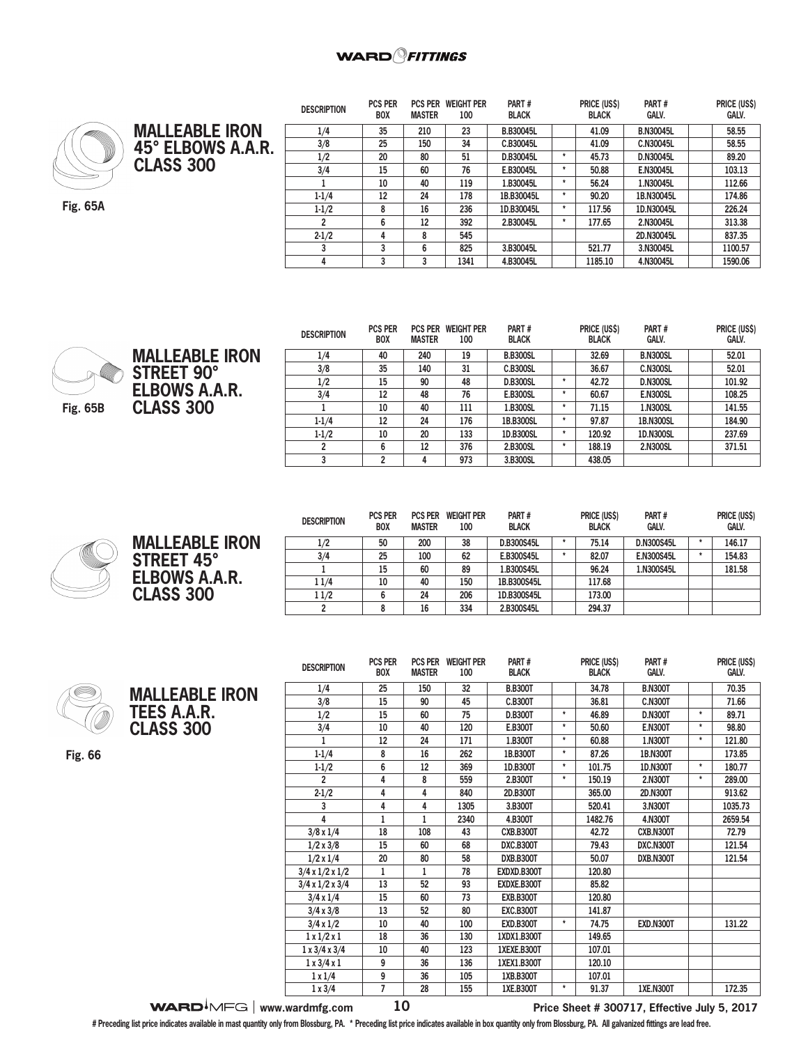## MALLEABLE IRON 45° ELBOWS A.A.R. CLASS 300

Fig. 65A

| DESCRIPTION | PCS PER BOX | PCS PER MASTER | WEIGHT PER 100 | PART # BLACK | | PRICE (US$) BLACK | PART # GALV. | | PRICE (US$) GALV. |
|---|---|---|---|---|---|---|---|---|---|
| 1/4 | 35 | 210 | 23 | B.B30045L | | 41.09 | B.N30045L | | 58.55 |
| 3/8 | 25 | 150 | 34 | C.B30045L | | 41.09 | C.N30045L | | 58.55 |
| 1/2 | 20 | 80 | 51 | D.B30045L | * | 45.73 | D.N30045L | | 89.20 |
| 3/4 | 15 | 60 | 76 | E.B30045L | * | 50.88 | E.N30045L | | 103.13 |
| 1 | 10 | 40 | 119 | 1.B30045L | * | 56.24 | 1.N30045L | | 112.66 |
| 1-1/4 | 12 | 24 | 178 | 1B.B30045L | * | 90.20 | 1B.N30045L | | 174.86 |
| 1-1/2 | 8 | 16 | 236 | 1D.B30045L | * | 117.56 | 1D.N30045L | | 226.24 |
| 2 | 6 | 12 | 392 | 2.B30045L | * | 177.65 | 2.N30045L | | 313.38 |
| 2-1/2 | 4 | 8 | 545 | | | | 2D.N30045L | | 837.35 |
| 3 | 3 | 6 | 825 | 3.B30045L | | 521.77 | 3.N30045L | | 1100.57 |
| 4 | 3 | 3 | 1341 | 4.B30045L | | 1185.10 | 4.N30045L | | 1590.06 |

## MALLEABLE IRON STREET 90° ELBOWS A.A.R. CLASS 300

Fig. 65B

| DESCRIPTION | PCS PER BOX | PCS PER MASTER | WEIGHT PER 100 | PART # BLACK | | PRICE (US$) BLACK | PART # GALV. | | PRICE (US$) GALV. |
|---|---|---|---|---|---|---|---|---|---|
| 1/4 | 40 | 240 | 19 | B.B300SL | | 32.69 | B.N300SL | | 52.01 |
| 3/8 | 35 | 140 | 31 | C.B300SL | | 36.67 | C.N300SL | | 52.01 |
| 1/2 | 15 | 90 | 48 | D.B300SL | * | 42.72 | D.N300SL | | 101.92 |
| 3/4 | 12 | 48 | 76 | E.B300SL | * | 60.67 | E.N300SL | | 108.25 |
| 1 | 10 | 40 | 111 | 1.B300SL | * | 71.15 | 1.N300SL | | 141.55 |
| 1-1/4 | 12 | 24 | 176 | 1B.B300SL | * | 97.87 | 1B.N300SL | | 184.90 |
| 1-1/2 | 10 | 20 | 133 | 1D.B300SL | * | 120.92 | 1D.N300SL | | 237.69 |
| 2 | 6 | 12 | 376 | 2.B300SL | * | 188.19 | 2.N300SL | | 371.51 |
| 3 | 2 | 4 | 973 | 3.B300SL | | 438.05 | | | |

## MALLEABLE IRON STREET 45° ELBOWS A.A.R. CLASS 300

| DESCRIPTION | PCS PER BOX | PCS PER MASTER | WEIGHT PER 100 | PART # BLACK | | PRICE (US$) BLACK | PART # GALV. | | PRICE (US$) GALV. |
|---|---|---|---|---|---|---|---|---|---|
| 1/2 | 50 | 200 | 38 | D.B300S45L | * | 75.14 | D.N300S45L | * | 146.17 |
| 3/4 | 25 | 100 | 62 | E.B300S45L | * | 82.07 | E.N300S45L | * | 154.83 |
| 1 | 15 | 60 | 89 | 1.B300S45L | | 96.24 | 1.N300S45L | | 181.58 |
| 1 1/4 | 10 | 40 | 150 | 1B.B300S45L | | 117.68 | | | |
| 1 1/2 | 6 | 24 | 206 | 1D.B300S45L | | 173.00 | | | |
| 2 | 8 | 16 | 334 | 2.B300S45L | | 294.37 | | | |

## MALLEABLE IRON TEES A.A.R. CLASS 300

Fig. 66

| DESCRIPTION | PCS PER BOX | PCS PER MASTER | WEIGHT PER 100 | PART # BLACK | | PRICE (US$) BLACK | PART # GALV. | | PRICE (US$) GALV. |
|---|---|---|---|---|---|---|---|---|---|
| 1/4 | 25 | 150 | 32 | B.B300T | | 34.78 | B.N300T | | 70.35 |
| 3/8 | 15 | 90 | 45 | C.B300T | | 36.81 | C.N300T | | 71.66 |
| 1/2 | 15 | 60 | 75 | D.B300T | * | 46.89 | D.N300T | * | 89.71 |
| 3/4 | 10 | 40 | 120 | E.B300T | * | 50.60 | E.N300T | * | 98.80 |
| 1 | 12 | 24 | 171 | 1.B300T | * | 60.88 | 1.N300T | * | 121.80 |
| 1-1/4 | 8 | 16 | 262 | 1B.B300T | * | 87.26 | 1B.N300T | | 173.85 |
| 1-1/2 | 6 | 12 | 369 | 1D.B300T | * | 101.75 | 1D.N300T | * | 180.77 |
| 2 | 4 | 8 | 559 | 2.B300T | * | 150.19 | 2.N300T | * | 289.00 |
| 2-1/2 | 4 | 4 | 840 | 2D.B300T | | 365.00 | 2D.N300T | | 913.62 |
| 3 | 4 | 4 | 1305 | 3.B300T | | 520.41 | 3.N300T | | 1035.73 |
| 4 | 1 | 1 | 2340 | 4.B300T | | 1482.76 | 4.N300T | | 2659.54 |
| 3/8 x 1/4 | 18 | 108 | 43 | CXB.B300T | | 42.72 | CXB.N300T | | 72.79 |
| 1/2 x 3/8 | 15 | 60 | 68 | DXC.B300T | | 79.43 | DXC.N300T | | 121.54 |
| 1/2 x 1/4 | 20 | 80 | 58 | DXB.B300T | | 50.07 | DXB.N300T | | 121.54 |
| 3/4 x 1/2 x 1/2 | 1 | 1 | 78 | EXDXD.B300T | | 120.80 | | | |
| 3/4 x 1/2 x 3/4 | 13 | 52 | 93 | EXDXE.B300T | | 85.82 | | | |
| 3/4 x 1/4 | 15 | 60 | 73 | EXB.B300T | | 120.80 | | | |
| 3/4 x 3/8 | 13 | 52 | 80 | EXC.B300T | | 141.87 | | | |
| 3/4 x 1/2 | 10 | 40 | 100 | EXD.B300T | * | 74.75 | EXD.N300T | | 131.22 |
| 1 x 1/2 x 1 | 18 | 36 | 130 | 1XDX1.B300T | | 149.65 | | | |
| 1 x 3/4 x 3/4 | 10 | 40 | 123 | 1XEXE.B300T | | 107.01 | | | |
| 1 x 3/4 x 1 | 9 | 36 | 136 | 1XEX1.B300T | | 120.10 | | | |
| 1 x 1/4 | 9 | 36 | 105 | 1XB.B300T | | 107.01 | | | |
| 1 x 3/4 | 7 | 28 | 155 | 1XE.B300T | * | 91.37 | 1XE.N300T | | 172.35 |

# Preceding list price indicates available in mast quantity only from Blossburg, PA. * Preceding list price indicates available in box quantity only from Blossburg, PA. All galvanized fittings are lead free.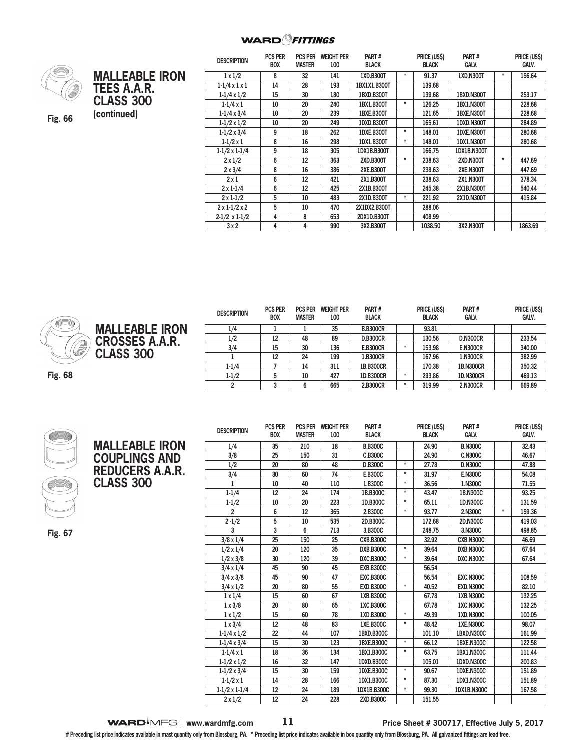WARD FITTINGS

## MALLEABLE IRON TEES A.A.R. CLASS 300 (continued)

Fig. 66

| DESCRIPTION | PCS PER BOX | PCS PER MASTER | WEIGHT PER 100 | PART # BLACK | | PRICE (US$) BLACK | PART # GALV. | | PRICE (US$) GALV. |
|---|---|---|---|---|---|---|---|---|---|
| 1 x 1/2 | 8 | 32 | 141 | 1XD.B300T | * | 91.37 | 1XD.N300T | * | 156.64 |
| 1-1/4 x 1 x 1 | 14 | 28 | 193 | 1BX1X1.B300T | | 139.68 | | | |
| 1-1/4 x 1/2 | 15 | 30 | 180 | 1BXD.B300T | | 139.68 | 1BXD.N300T | | 253.17 |
| 1-1/4 x 1 | 10 | 20 | 240 | 1BX1.B300T | * | 126.25 | 1BX1.N300T | | 228.68 |
| 1-1/4 x 3/4 | 10 | 20 | 239 | 1BXE.B300T | | 121.65 | 1BXE.N300T | | 228.68 |
| 1-1/2 x 1/2 | 10 | 20 | 249 | 1DXD.B300T | | 165.61 | 1DXD.N300T | | 284.89 |
| 1-1/2 x 3/4 | 9 | 18 | 262 | 1DXE.B300T | * | 148.01 | 1DXE.N300T | | 280.68 |
| 1-1/2 x 1 | 8 | 16 | 298 | 1DX1.B300T | * | 148.01 | 1DX1.N300T | | 280.68 |
| 1-1/2 x 1-1/4 | 9 | 18 | 305 | 1DX1B.B300T | | 166.75 | 1DX1B.N300T | | |
| 2 x 1/2 | 6 | 12 | 363 | 2XD.B300T | * | 238.63 | 2XD.N300T | * | 447.69 |
| 2 x 3/4 | 8 | 16 | 386 | 2XE.B300T | | 238.63 | 2XE.N300T | | 447.69 |
| 2 x 1 | 6 | 12 | 421 | 2X1.B300T | | 238.63 | 2X1.N300T | | 378.34 |
| 2 x 1-1/4 | 6 | 12 | 425 | 2X1B.B300T | | 245.38 | 2X1B.N300T | | 540.44 |
| 2 x 1-1/2 | 5 | 10 | 483 | 2X1D.B300T | * | 221.92 | 2X1D.N300T | | 415.84 |
| 2 x 1-1/2 x 2 | 5 | 10 | 470 | 2X1DX2.B300T | | 288.06 | | | |
| 2-1/2 x 1-1/2 | 4 | 8 | 653 | 2DX1D.B300T | | 408.99 | | | |
| 3 x 2 | 4 | 4 | 990 | 3X2.B300T | | 1038.50 | 3X2.N300T | | 1863.69 |

## MALLEABLE IRON CROSSES A.A.R. CLASS 300

Fig. 68

| DESCRIPTION | PCS PER BOX | PCS PER MASTER | WEIGHT PER 100 | PART # BLACK | | PRICE (US$) BLACK | PART # GALV. | | PRICE (US$) GALV. |
|---|---|---|---|---|---|---|---|---|---|
| 1/4 | 1 | 1 | 35 | B.B300CR | | 93.81 | | | |
| 1/2 | 12 | 48 | 89 | D.B300CR | | 130.56 | D.N300CR | | 233.54 |
| 3/4 | 15 | 30 | 136 | E.B300CR | * | 153.98 | E.N300CR | | 340.00 |
| 1 | 12 | 24 | 199 | 1.B300CR | | 167.96 | 1.N300CR | | 382.99 |
| 1-1/4 | 7 | 14 | 311 | 1B.B300CR | | 170.38 | 1B.N300CR | | 350.32 |
| 1-1/2 | 5 | 10 | 427 | 1D.B300CR | * | 293.86 | 1D.N300CR | | 469.13 |
| 2 | 3 | 6 | 665 | 2.B300CR | * | 319.99 | 2.N300CR | | 669.89 |

## MALLEABLE IRON COUPLINGS AND REDUCERS A.A.R. CLASS 300

Fig. 67

| DESCRIPTION | PCS PER BOX | PCS PER MASTER | WEIGHT PER 100 | PART # BLACK | | PRICE (US$) BLACK | PART # GALV. | | PRICE (US$) GALV. |
|---|---|---|---|---|---|---|---|---|---|
| 1/4 | 35 | 210 | 18 | B.B300C | | 24.90 | B.N300C | | 32.43 |
| 3/8 | 25 | 150 | 31 | C.B300C | | 24.90 | C.N300C | | 46.67 |
| 1/2 | 20 | 80 | 48 | D.B300C | * | 27.78 | D.N300C | | 47.88 |
| 3/4 | 30 | 60 | 74 | E.B300C | * | 31.97 | E.N300C | | 54.08 |
| 1 | 10 | 40 | 110 | 1.B300C | * | 36.56 | 1.N300C | | 71.55 |
| 1-1/4 | 12 | 24 | 174 | 1B.B300C | * | 43.47 | 1B.N300C | | 93.25 |
| 1-1/2 | 10 | 20 | 223 | 1D.B300C | * | 65.11 | 1D.N300C | | 131.59 |
| 2 | 6 | 12 | 365 | 2.B300C | * | 93.77 | 2.N300C | * | 159.36 |
| 2 -1/2 | 5 | 10 | 535 | 2D.B300C | | 172.68 | 2D.N300C | | 419.03 |
| 3 | 3 | 6 | 713 | 3.B300C | | 248.75 | 3.N300C | | 498.85 |
| 3/8 x 1/4 | 25 | 150 | 25 | CXB.B300C | | 32.92 | CXB.N300C | | 46.69 |
| 1/2 x 1/4 | 20 | 120 | 35 | DXB.B300C | * | 39.64 | DXB.N300C | | 67.64 |
| 1/2 x 3/8 | 30 | 120 | 39 | DXC.B300C | * | 39.64 | DXC.N300C | | 67.64 |
| 3/4 x 1/4 | 45 | 90 | 45 | EXB.B300C | | 56.54 | | | |
| 3/4 x 3/8 | 45 | 90 | 47 | EXC.B300C | | 56.54 | EXC.N300C | | 108.59 |
| 3/4 x 1/2 | 20 | 80 | 55 | EXD.B300C | * | 40.52 | EXD.N300C | | 82.10 |
| 1 x 1/4 | 15 | 60 | 67 | 1XB.B300C | | 67.78 | 1XB.N300C | | 132.25 |
| 1 x 3/8 | 20 | 80 | 65 | 1XC.B300C | | 67.78 | 1XC.N300C | | 132.25 |
| 1 x 1/2 | 15 | 60 | 78 | 1XD.B300C | * | 49.39 | 1XD.N300C | | 100.05 |
| 1 x 3/4 | 12 | 48 | 83 | 1XE.B300C | * | 48.42 | 1XE.N300C | | 98.07 |
| 1-1/4 x 1/2 | 22 | 44 | 107 | 1BXD.B300C | | 101.10 | 1BXD.N300C | | 161.99 |
| 1-1/4 x 3/4 | 15 | 30 | 123 | 1BXE.B300C | * | 66.12 | 1BXE.N300C | | 122.58 |
| 1-1/4 x 1 | 18 | 36 | 134 | 1BX1.B300C | * | 63.75 | 1BX1.N300C | | 111.44 |
| 1-1/2 x 1/2 | 16 | 32 | 147 | 1DXD.B300C | | 105.01 | 1DXD.N300C | | 200.83 |
| 1-1/2 x 3/4 | 15 | 30 | 159 | 1DXE.B300C | * | 90.67 | 1DXE.N300C | | 151.89 |
| 1-1/2 x 1 | 14 | 28 | 166 | 1DX1.B300C | * | 87.30 | 1DX1.N300C | | 151.89 |
| 1-1/2 x 1-1/4 | 12 | 24 | 189 | 1DX1B.B300C | * | 99.30 | 1DX1B.N300C | | 167.58 |
| 2 x 1/2 | 12 | 24 | 228 | 2XD.B300C | | 151.55 | | | |

WARD MFG | www.wardmfg.com Price Sheet # 300717, Effective July 5, 2017

# Preceding list price indicates available in mast quantity only from Blossburg, PA. * Preceding list price indicates available in box quantity only from Blossburg, PA. All galvanized fittings are lead free.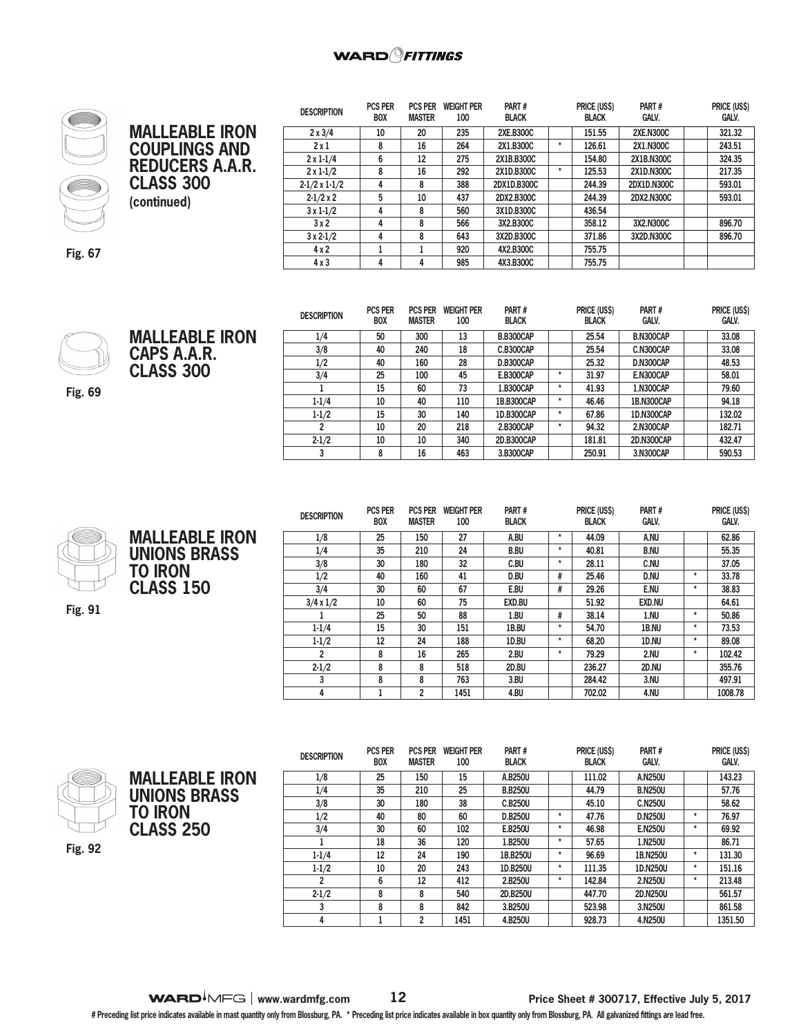## MALLEABLE IRON COUPLINGS AND REDUCERS A.A.R. CLASS 300
(continued)

Fig. 67

| DESCRIPTION | PCS PER BOX | PCS PER MASTER | WEIGHT PER 100 | PART # BLACK | | PRICE (US$) BLACK | PART # GALV. | | PRICE (US$) GALV. |
|---|---|---|---|---|---|---|---|---|---|
| 2 x 3/4 | 10 | 20 | 235 | 2XE.B300C | | 151.55 | 2XE.N300C | | 321.32 |
| 2 x 1 | 8 | 16 | 264 | 2X1.B300C | * | 126.61 | 2X1.N300C | | 243.51 |
| 2 x 1-1/4 | 6 | 12 | 275 | 2X1B.B300C | | 154.80 | 2X1B.N300C | | 324.35 |
| 2 x 1-1/2 | 8 | 16 | 292 | 2X1D.B300C | * | 125.53 | 2X1D.N300C | | 217.35 |
| 2-1/2 x 1-1/2 | 4 | 8 | 388 | 2DX1D.B300C | | 244.39 | 2DX1D.N300C | | 593.01 |
| 2-1/2 x 2 | 5 | 10 | 437 | 2DX2.B300C | | 244.39 | 2DX2.N300C | | 593.01 |
| 3 x 1-1/2 | 4 | 8 | 560 | 3X1D.B300C | | 436.54 | | | |
| 3 x 2 | 4 | 8 | 566 | 3X2.B300C | | 358.12 | 3X2.N300C | | 896.70 |
| 3 x 2-1/2 | 4 | 8 | 643 | 3X2D.B300C | | 371.86 | 3X2D.N300C | | 896.70 |
| 4 x 2 | 1 | 1 | 920 | 4X2.B300C | | 755.75 | | | |
| 4 x 3 | 4 | 4 | 985 | 4X3.B300C | | 755.75 | | | |

## MALLEABLE IRON CAPS A.A.R. CLASS 300

Fig. 69

| DESCRIPTION | PCS PER BOX | PCS PER MASTER | WEIGHT PER 100 | PART # BLACK | | PRICE (US$) BLACK | PART # GALV. | | PRICE (US$) GALV. |
|---|---|---|---|---|---|---|---|---|---|
| 1/4 | 50 | 300 | 13 | B.B300CAP | | 25.54 | B.N300CAP | | 33.08 |
| 3/8 | 40 | 240 | 18 | C.B300CAP | | 25.54 | C.N300CAP | | 33.08 |
| 1/2 | 40 | 160 | 28 | D.B300CAP | | 25.32 | D.N300CAP | | 48.53 |
| 3/4 | 25 | 100 | 45 | E.B300CAP | * | 31.97 | E.N300CAP | | 58.01 |
| 1 | 15 | 60 | 73 | 1.B300CAP | * | 41.93 | 1.N300CAP | | 79.60 |
| 1-1/4 | 10 | 40 | 110 | 1B.B300CAP | * | 46.46 | 1B.N300CAP | | 94.18 |
| 1-1/2 | 15 | 30 | 140 | 1D.B300CAP | * | 67.86 | 1D.N300CAP | | 132.02 |
| 2 | 10 | 20 | 218 | 2.B300CAP | * | 94.32 | 2.N300CAP | | 182.71 |
| 2-1/2 | 10 | 10 | 340 | 2D.B300CAP | | 181.81 | 2D.N300CAP | | 432.47 |
| 3 | 8 | 16 | 463 | 3.B300CAP | | 250.91 | 3.N300CAP | | 590.53 |

## MALLEABLE IRON UNIONS BRASS TO IRON CLASS 150

Fig. 91

| DESCRIPTION | PCS PER BOX | PCS PER MASTER | WEIGHT PER 100 | PART # BLACK | | PRICE (US$) BLACK | PART # GALV. | | PRICE (US$) GALV. |
|---|---|---|---|---|---|---|---|---|---|
| 1/8 | 25 | 150 | 27 | A.BU | * | 44.09 | A.NU | | 62.86 |
| 1/4 | 35 | 210 | 24 | B.BU | * | 40.81 | B.NU | | 55.35 |
| 3/8 | 30 | 180 | 32 | C.BU | * | 28.11 | C.NU | | 37.05 |
| 1/2 | 40 | 160 | 41 | D.BU | # | 25.46 | D.NU | * | 33.78 |
| 3/4 | 30 | 60 | 67 | E.BU | # | 29.26 | E.NU | * | 38.83 |
| 3/4 x 1/2 | 10 | 60 | 75 | EXD.BU | | 51.92 | EXD.NU | | 64.61 |
| 1 | 25 | 50 | 88 | 1.BU | # | 38.14 | 1.NU | * | 50.86 |
| 1-1/4 | 15 | 30 | 151 | 1B.BU | * | 54.70 | 1B.NU | * | 73.53 |
| 1-1/2 | 12 | 24 | 188 | 1D.BU | * | 68.20 | 1D.NU | * | 89.08 |
| 2 | 8 | 16 | 265 | 2.BU | * | 79.29 | 2.NU | * | 102.42 |
| 2-1/2 | 8 | 8 | 518 | 2D.BU | | 236.27 | 2D.NU | | 355.76 |
| 3 | 8 | 8 | 763 | 3.BU | | 284.42 | 3.NU | | 497.91 |
| 4 | 1 | 2 | 1451 | 4.BU | | 702.02 | 4.NU | | 1008.78 |

## MALLEABLE IRON UNIONS BRASS TO IRON CLASS 250

Fig. 92

| DESCRIPTION | PCS PER BOX | PCS PER MASTER | WEIGHT PER 100 | PART # BLACK | | PRICE (US$) BLACK | PART # GALV. | | PRICE (US$) GALV. |
|---|---|---|---|---|---|---|---|---|---|
| 1/8 | 25 | 150 | 15 | A.B250U | | 111.02 | A.N250U | | 143.23 |
| 1/4 | 35 | 210 | 25 | B.B250U | | 44.79 | B.N250U | | 57.76 |
| 3/8 | 30 | 180 | 38 | C.B250U | | 45.10 | C.N250U | | 58.62 |
| 1/2 | 40 | 80 | 60 | D.B250U | * | 47.76 | D.N250U | * | 76.97 |
| 3/4 | 30 | 60 | 102 | E.B250U | * | 46.98 | E.N250U | * | 69.92 |
| 1 | 18 | 36 | 120 | 1.B250U | * | 57.65 | 1.N250U | | 86.71 |
| 1-1/4 | 12 | 24 | 190 | 1B.B250U | * | 96.69 | 1B.N250U | * | 131.30 |
| 1-1/2 | 10 | 20 | 243 | 1D.B250U | * | 111.35 | 1D.N250U | * | 151.16 |
| 2 | 6 | 12 | 412 | 2.B250U | * | 142.84 | 2.N250U | * | 213.48 |
| 2-1/2 | 8 | 8 | 540 | 2D.B250U | | 447.70 | 2D.N250U | | 561.57 |
| 3 | 8 | 8 | 842 | 3.B250U | | 523.98 | 3.N250U | | 861.58 |
| 4 | 1 | 2 | 1451 | 4.B250U | | 928.73 | 4.N250U | | 1351.50 |

WARD MFG | www.wardmfg.com — Price Sheet # 300717, Effective July 5, 2017

# Preceding list price indicates available in mast quantity only from Blossburg, PA. * Preceding list price indicates available in box quantity only from Blossburg, PA. All galvanized fittings are lead free.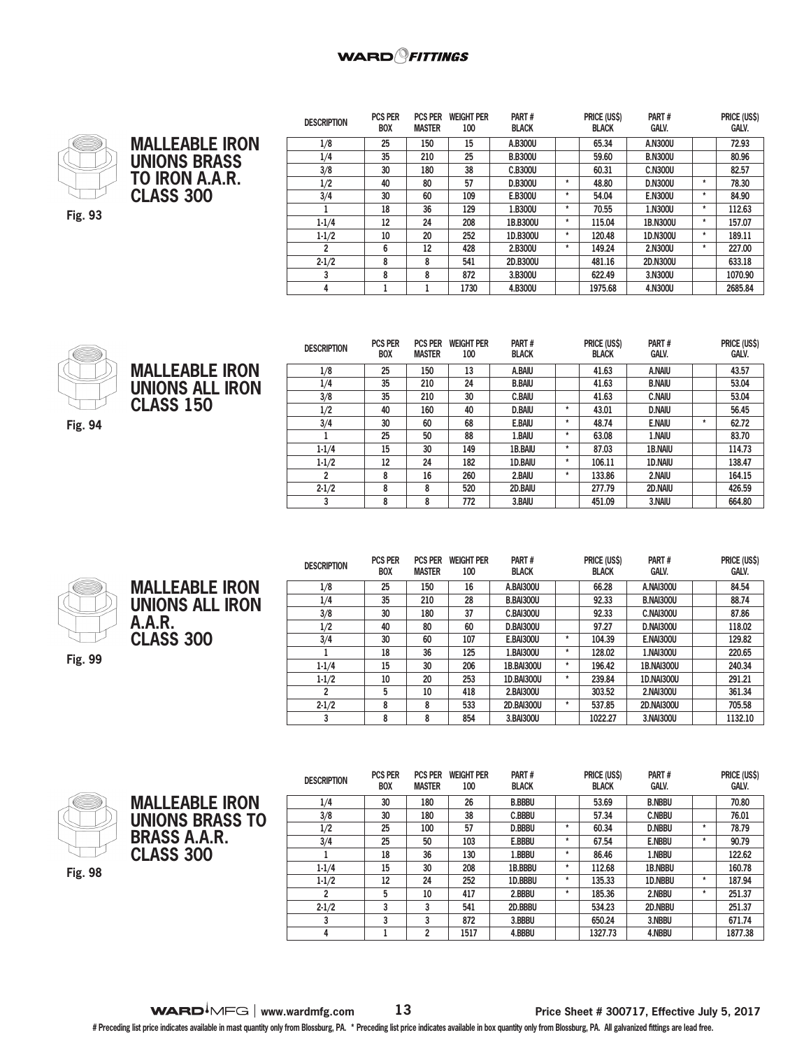## MALLEABLE IRON UNIONS BRASS TO IRON A.A.R. CLASS 300

Fig. 93

| DESCRIPTION | PCS PER BOX | PCS PER MASTER | WEIGHT PER 100 | PART # BLACK | | PRICE (US$) BLACK | PART # GALV. | | PRICE (US$) GALV. |
|---|---|---|---|---|---|---|---|---|---|
| 1/8 | 25 | 150 | 15 | A.B300U | | 65.34 | A.N300U | | 72.93 |
| 1/4 | 35 | 210 | 25 | B.B300U | | 59.60 | B.N300U | | 80.96 |
| 3/8 | 30 | 180 | 38 | C.B300U | | 60.31 | C.N300U | | 82.57 |
| 1/2 | 40 | 80 | 57 | D.B300U | * | 48.80 | D.N300U | * | 78.30 |
| 3/4 | 30 | 60 | 109 | E.B300U | * | 54.04 | E.N300U | * | 84.90 |
| 1 | 18 | 36 | 129 | 1.B300U | * | 70.55 | 1.N300U | * | 112.63 |
| 1-1/4 | 12 | 24 | 208 | 1B.B300U | * | 115.04 | 1B.N300U | * | 157.07 |
| 1-1/2 | 10 | 20 | 252 | 1D.B300U | * | 120.48 | 1D.N300U | * | 189.11 |
| 2 | 6 | 12 | 428 | 2.B300U | * | 149.24 | 2.N300U | * | 227.00 |
| 2-1/2 | 8 | 8 | 541 | 2D.B300U | | 481.16 | 2D.N300U | | 633.18 |
| 3 | 8 | 8 | 872 | 3.B300U | | 622.49 | 3.N300U | | 1070.90 |
| 4 | 1 | 1 | 1730 | 4.B300U | | 1975.68 | 4.N300U | | 2685.84 |

## MALLEABLE IRON UNIONS ALL IRON CLASS 150

Fig. 94

| DESCRIPTION | PCS PER BOX | PCS PER MASTER | WEIGHT PER 100 | PART # BLACK | | PRICE (US$) BLACK | PART # GALV. | | PRICE (US$) GALV. |
|---|---|---|---|---|---|---|---|---|---|
| 1/8 | 25 | 150 | 13 | A.BAIU | | 41.63 | A.NAIU | | 43.57 |
| 1/4 | 35 | 210 | 24 | B.BAIU | | 41.63 | B.NAIU | | 53.04 |
| 3/8 | 35 | 210 | 30 | C.BAIU | | 41.63 | C.NAIU | | 53.04 |
| 1/2 | 40 | 160 | 40 | D.BAIU | * | 43.01 | D.NAIU | | 56.45 |
| 3/4 | 30 | 60 | 68 | E.BAIU | * | 48.74 | E.NAIU | * | 62.72 |
| 1 | 25 | 50 | 88 | 1.BAIU | * | 63.08 | 1.NAIU | | 83.70 |
| 1-1/4 | 15 | 30 | 149 | 1B.BAIU | * | 87.03 | 1B.NAIU | | 114.73 |
| 1-1/2 | 12 | 24 | 182 | 1D.BAIU | * | 106.11 | 1D.NAIU | | 138.47 |
| 2 | 8 | 16 | 260 | 2.BAIU | * | 133.86 | 2.NAIU | | 164.15 |
| 2-1/2 | 8 | 8 | 520 | 2D.BAIU | | 277.79 | 2D.NAIU | | 426.59 |
| 3 | 8 | 8 | 772 | 3.BAIU | | 451.09 | 3.NAIU | | 664.80 |

## MALLEABLE IRON UNIONS ALL IRON A.A.R. CLASS 300

Fig. 99

| DESCRIPTION | PCS PER BOX | PCS PER MASTER | WEIGHT PER 100 | PART # BLACK | | PRICE (US$) BLACK | PART # GALV. | | PRICE (US$) GALV. |
|---|---|---|---|---|---|---|---|---|---|
| 1/8 | 25 | 150 | 16 | A.BAI300U | | 66.28 | A.NAI300U | | 84.54 |
| 1/4 | 35 | 210 | 28 | B.BAI300U | | 92.33 | B.NAI300U | | 88.74 |
| 3/8 | 30 | 180 | 37 | C.BAI300U | | 92.33 | C.NAI300U | | 87.86 |
| 1/2 | 40 | 80 | 60 | D.BAI300U | | 97.27 | D.NAI300U | | 118.02 |
| 3/4 | 30 | 60 | 107 | E.BAI300U | * | 104.39 | E.NAI300U | | 129.82 |
| 1 | 18 | 36 | 125 | 1.BAI300U | * | 128.02 | 1.NAI300U | | 220.65 |
| 1-1/4 | 15 | 30 | 206 | 1B.BAI300U | * | 196.42 | 1B.NAI300U | | 240.34 |
| 1-1/2 | 10 | 20 | 253 | 1D.BAI300U | * | 239.84 | 1D.NAI300U | | 291.21 |
| 2 | 5 | 10 | 418 | 2.BAI300U | | 303.52 | 2.NAI300U | | 361.34 |
| 2-1/2 | 8 | 8 | 533 | 2D.BAI300U | * | 537.85 | 2D.NAI300U | | 705.58 |
| 3 | 8 | 8 | 854 | 3.BAI300U | | 1022.27 | 3.NAI300U | | 1132.10 |

## MALLEABLE IRON UNIONS BRASS TO BRASS A.A.R. CLASS 300

Fig. 98

| DESCRIPTION | PCS PER BOX | PCS PER MASTER | WEIGHT PER 100 | PART # BLACK | | PRICE (US$) BLACK | PART # GALV. | | PRICE (US$) GALV. |
|---|---|---|---|---|---|---|---|---|---|
| 1/4 | 30 | 180 | 26 | B.BBBU | | 53.69 | B.NBBU | | 70.80 |
| 3/8 | 30 | 180 | 38 | C.BBBU | | 57.34 | C.NBBU | | 76.01 |
| 1/2 | 25 | 100 | 57 | D.BBBU | * | 60.34 | D.NBBU | * | 78.79 |
| 3/4 | 25 | 50 | 103 | E.BBBU | * | 67.54 | E.NBBU | * | 90.79 |
| 1 | 18 | 36 | 130 | 1.BBBU | * | 86.46 | 1.NBBU | | 122.62 |
| 1-1/4 | 15 | 30 | 208 | 1B.BBBU | * | 112.68 | 1B.NBBU | | 160.78 |
| 1-1/2 | 12 | 24 | 252 | 1D.BBBU | * | 135.33 | 1D.NBBU | * | 187.94 |
| 2 | 5 | 10 | 417 | 2.BBBU | * | 185.36 | 2.NBBU | * | 251.37 |
| 2-1/2 | 3 | 3 | 541 | 2D.BBBU | | 534.23 | 2D.NBBU | | 251.37 |
| 3 | 3 | 3 | 872 | 3.BBBU | | 650.24 | 3.NBBU | | 671.74 |
| 4 | 1 | 2 | 1517 | 4.BBBU | | 1327.73 | 4.NBBU | | 1877.38 |

# Preceding list price indicates available in mast quantity only from Blossburg, PA. * Preceding list price indicates available in box quantity only from Blossburg, PA. All galvanized fittings are lead free.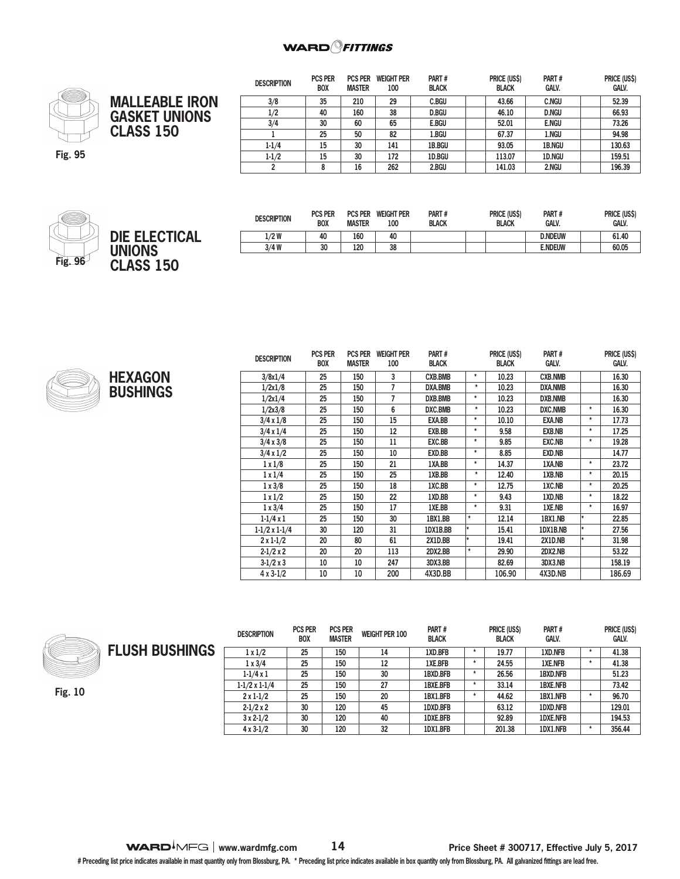## MALLEABLE IRON GASKET UNIONS CLASS 150

Fig. 95

| DESCRIPTION | PCS PER BOX | PCS PER MASTER | WEIGHT PER 100 | PART # BLACK | | PRICE (US$) BLACK | PART # GALV. | | PRICE (US$) GALV. |
|---|---|---|---|---|---|---|---|---|---|
| 3/8 | 35 | 210 | 29 | C.BGU | | 43.66 | C.NGU | | 52.39 |
| 1/2 | 40 | 160 | 38 | D.BGU | | 46.10 | D.NGU | | 66.93 |
| 3/4 | 30 | 60 | 65 | E.BGU | | 52.01 | E.NGU | | 73.26 |
| 1 | 25 | 50 | 82 | 1.BGU | | 67.37 | 1.NGU | | 94.98 |
| 1-1/4 | 15 | 30 | 141 | 1B.BGU | | 93.05 | 1B.NGU | | 130.63 |
| 1-1/2 | 15 | 30 | 172 | 1D.BGU | | 113.07 | 1D.NGU | | 159.51 |
| 2 | 8 | 16 | 262 | 2.BGU | | 141.03 | 2.NGU | | 196.39 |

## DIE ELECTICAL UNIONS CLASS 150

Fig. 96

| DESCRIPTION | PCS PER BOX | PCS PER MASTER | WEIGHT PER 100 | PART # BLACK | | PRICE (US$) BLACK | PART # GALV. | | PRICE (US$) GALV. |
|---|---|---|---|---|---|---|---|---|---|
| 1/2 W | 40 | 160 | 40 | | | | D.NDEUW | | 61.40 |
| 3/4 W | 30 | 120 | 38 | | | | E.NDEUW | | 60.05 |

## HEXAGON BUSHINGS

| DESCRIPTION | PCS PER BOX | PCS PER MASTER | WEIGHT PER 100 | PART # BLACK | | PRICE (US$) BLACK | PART # GALV. | | PRICE (US$) GALV. |
|---|---|---|---|---|---|---|---|---|---|
| 3/8x1/4 | 25 | 150 | 3 | CXB.BMB | * | 10.23 | CXB.NMB | | 16.30 |
| 1/2x1/8 | 25 | 150 | 7 | DXA.BMB | * | 10.23 | DXA.NMB | | 16.30 |
| 1/2x1/4 | 25 | 150 | 7 | DXB.BMB | * | 10.23 | DXB.NMB | | 16.30 |
| 1/2x3/8 | 25 | 150 | 6 | DXC.BMB | * | 10.23 | DXC.NMB | * | 16.30 |
| 3/4 x 1/8 | 25 | 150 | 15 | EXA.BB | * | 10.10 | EXA.NB | * | 17.73 |
| 3/4 x 1/4 | 25 | 150 | 12 | EXB.BB | * | 9.58 | EXB.NB | * | 17.25 |
| 3/4 x 3/8 | 25 | 150 | 11 | EXC.BB | * | 9.85 | EXC.NB | * | 19.28 |
| 3/4 x 1/2 | 25 | 150 | 10 | EXD.BB | * | 8.85 | EXD.NB | | 14.77 |
| 1 x 1/8 | 25 | 150 | 21 | 1XA.BB | * | 14.37 | 1XA.NB | * | 23.72 |
| 1 x 1/4 | 25 | 150 | 25 | 1XB.BB | * | 12.40 | 1XB.NB | * | 20.15 |
| 1 x 3/8 | 25 | 150 | 18 | 1XC.BB | * | 12.75 | 1XC.NB | * | 20.25 |
| 1 x 1/2 | 25 | 150 | 22 | 1XD.BB | * | 9.43 | 1XD.NB | * | 18.22 |
| 1 x 3/4 | 25 | 150 | 17 | 1XE.BB | * | 9.31 | 1XE.NB | * | 16.97 |
| 1-1/4 x 1 | 25 | 150 | 30 | 1BX1.BB | * | 12.14 | 1BX1.NB | * | 22.85 |
| 1-1/2 x 1-1/4 | 30 | 120 | 31 | 1DX1B.BB | * | 15.41 | 1DX1B.NB | * | 27.56 |
| 2 x 1-1/2 | 20 | 80 | 61 | 2X1D.BB | * | 19.41 | 2X1D.NB | * | 31.98 |
| 2-1/2 x 2 | 20 | 20 | 113 | 2DX2.BB | * | 29.90 | 2DX2.NB | | 53.22 |
| 3-1/2 x 3 | 10 | 10 | 247 | 3DX3.BB | | 82.69 | 3DX3.NB | | 158.19 |
| 4 x 3-1/2 | 10 | 10 | 200 | 4X3D.BB | | 106.90 | 4X3D.NB | | 186.69 |

## FLUSH BUSHINGS

Fig. 10

| DESCRIPTION | PCS PER BOX | PCS PER MASTER | WEIGHT PER 100 | PART # BLACK | | PRICE (US$) BLACK | PART # GALV. | | PRICE (US$) GALV. |
|---|---|---|---|---|---|---|---|---|---|
| 1 x 1/2 | 25 | 150 | 14 | 1XD.BFB | * | 19.77 | 1XD.NFB | * | 41.38 |
| 1 x 3/4 | 25 | 150 | 12 | 1XE.BFB | * | 24.55 | 1XE.NFB | * | 41.38 |
| 1-1/4 x 1 | 25 | 150 | 30 | 1BXD.BFB | * | 26.56 | 1BXD.NFB | | 51.23 |
| 1-1/2 x 1-1/4 | 25 | 150 | 27 | 1BXE.BFB | * | 33.14 | 1BXE.NFB | | 73.42 |
| 2 x 1-1/2 | 25 | 150 | 20 | 1BX1.BFB | * | 44.62 | 1BX1.NFB | * | 96.70 |
| 2-1/2 x 2 | 30 | 120 | 45 | 1DXD.BFB | | 63.12 | 1DXD.NFB | | 129.01 |
| 3 x 2-1/2 | 30 | 120 | 40 | 1DXE.BFB | | 92.89 | 1DXE.NFB | | 194.53 |
| 4 x 3-1/2 | 30 | 120 | 32 | 1DX1.BFB | | 201.38 | 1DX1.NFB | * | 356.44 |

# Preceding list price indicates available in mast quantity only from Blossburg, PA. * Preceding list price indicates available in box quantity only from Blossburg, PA. All galvanized fittings are lead free.